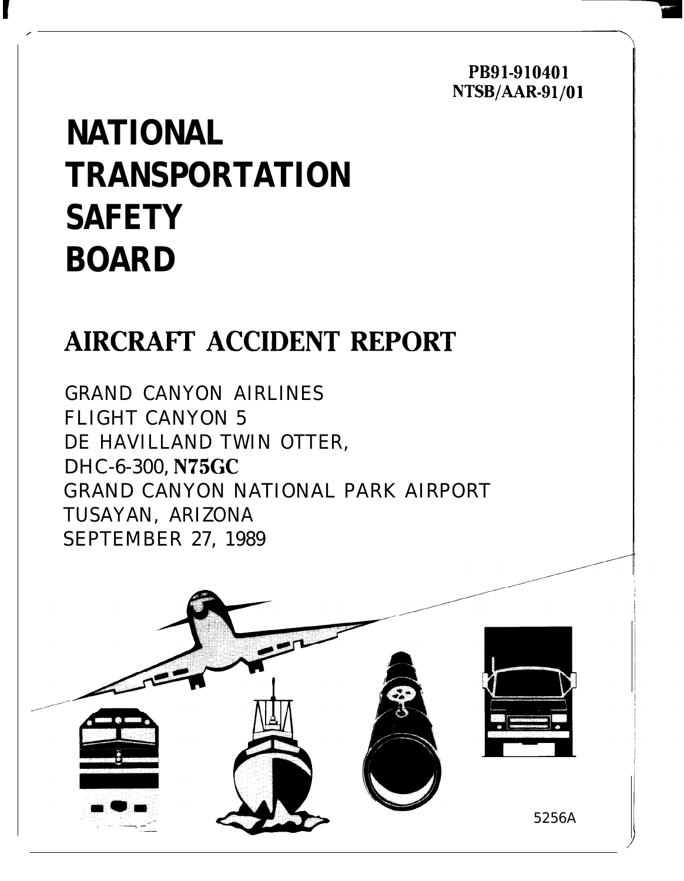PB91-910401
NTSB/AAR-91/01

# NATIONAL TRANSPORTATION SAFETY BOARD

## AIRCRAFT ACCIDENT REPORT

GRAND CANYON AIRLINES
FLIGHT CANYON 5
DE HAVILLAND TWIN OTTER,
DHC-6-300, N75GC
GRAND CANYON NATIONAL PARK AIRPORT
TUSAYAN, ARIZONA
SEPTEMBER 27, 1989

5256A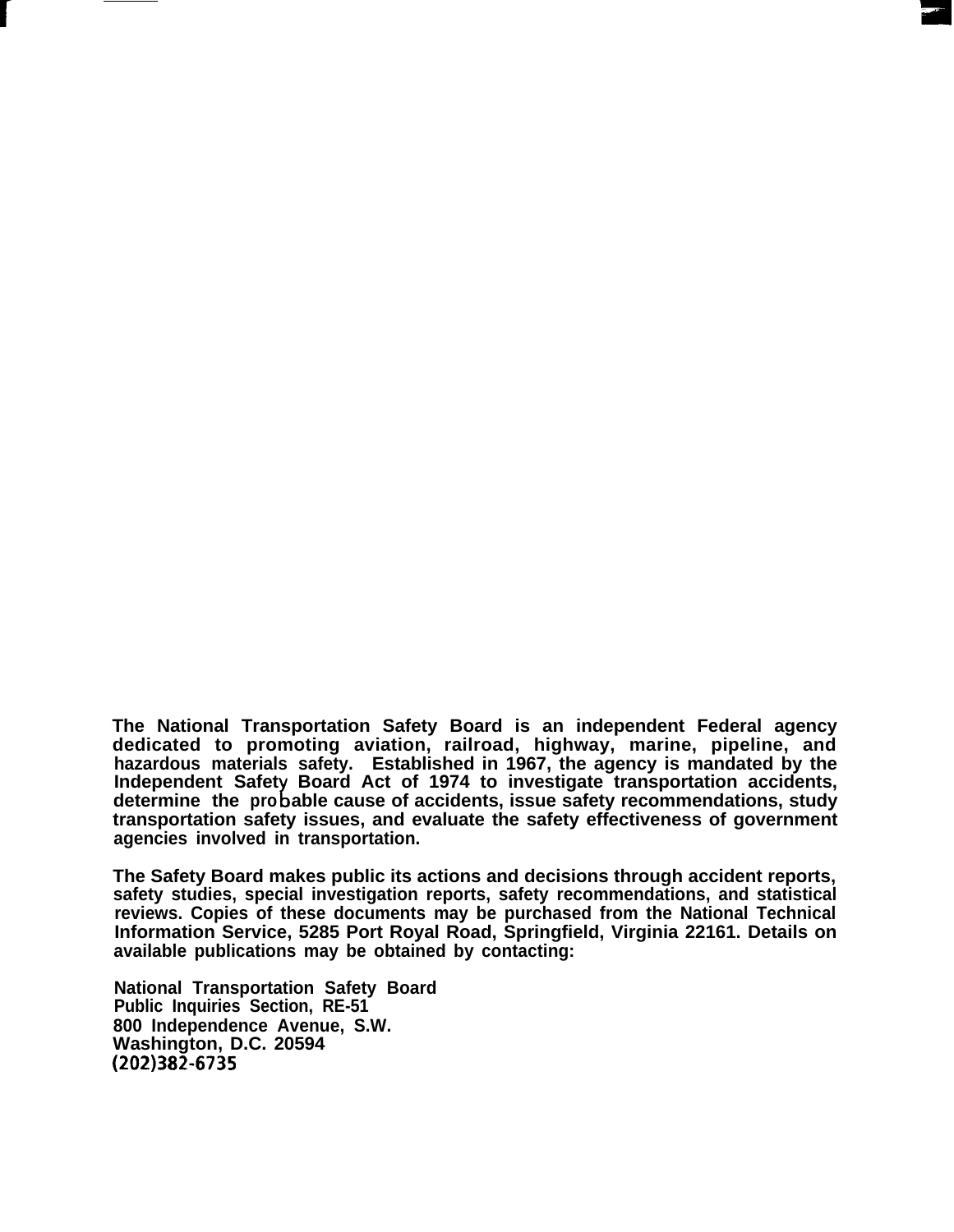The National Transportation Safety Board is an independent Federal agency dedicated to promoting aviation, railroad, highway, marine, pipeline, and hazardous materials safety. Established in 1967, the agency is mandated by the Independent Safety Board Act of 1974 to investigate transportation accidents, determine the probable cause of accidents, issue safety recommendations, study transportation safety issues, and evaluate the safety effectiveness of government agencies involved in transportation.

The Safety Board makes public its actions and decisions through accident reports, safety studies, special investigation reports, safety recommendations, and statistical reviews. Copies of these documents may be purchased from the National Technical Information Service, 5285 Port Royal Road, Springfield, Virginia 22161. Details on available publications may be obtained by contacting:

National Transportation Safety Board
Public Inquiries Section, RE-51
800 Independence Avenue, S.W.
Washington, D.C. 20594
(202)382-6735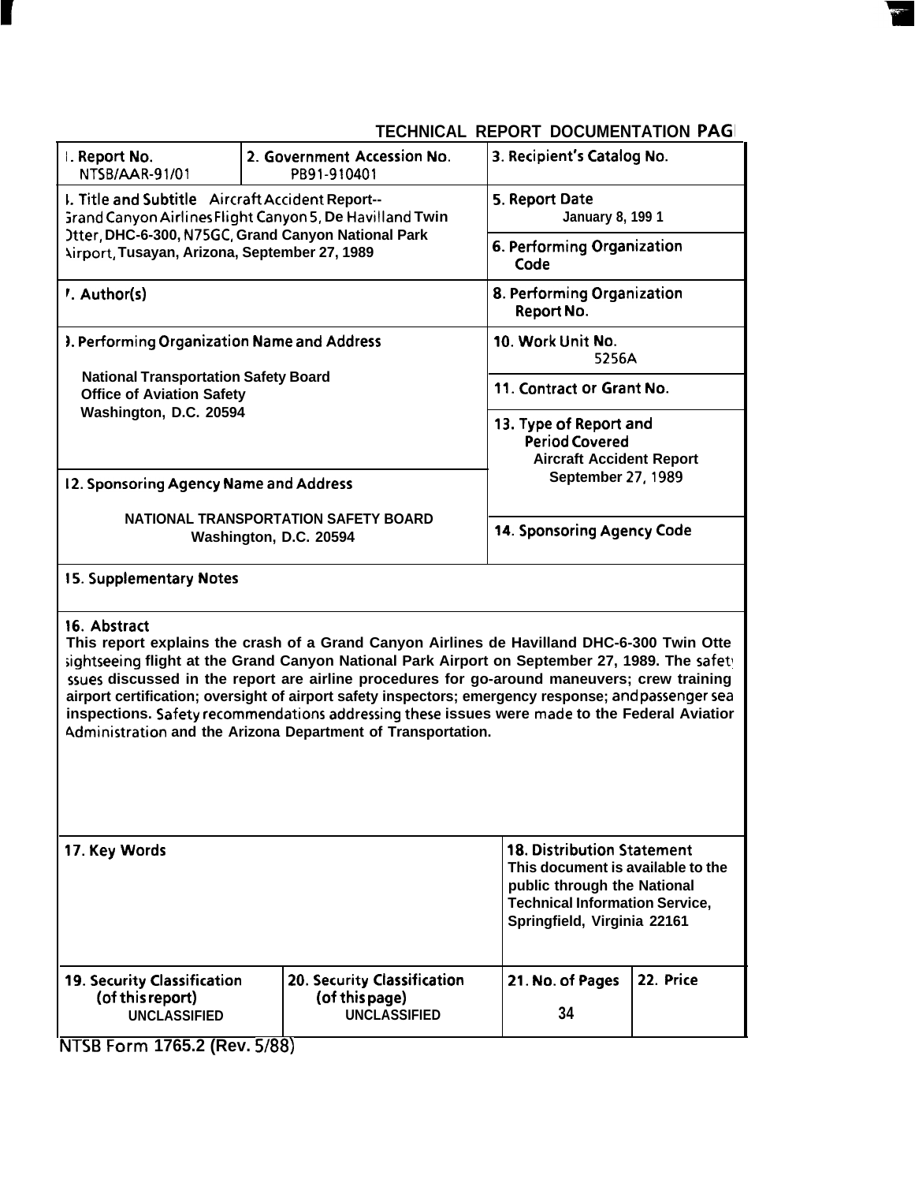# TECHNICAL REPORT DOCUMENTATION PAGE

| | | |
|---|---|---|
| 1. Report No. NTSB/AAR-91/01 | 2. Government Accession No. PB91-910401 | 3. Recipient's Catalog No. |
| 4. Title and Subtitle Aircraft Accident Report--Grand Canyon Airlines Flight Canyon 5, De Havilland Twin Otter, DHC-6-300, N75GC, Grand Canyon National Park Airport, Tusayan, Arizona, September 27, 1989 | | 5. Report Date January 8, 1991 |
| | | 6. Performing Organization Code |
| 7. Author(s) | | 8. Performing Organization Report No. |
| 9. Performing Organization Name and Address<br>National Transportation Safety Board<br>Office of Aviation Safety<br>Washington, D.C. 20594 | | 10. Work Unit No. 5256A |
| | | 11. Contract or Grant No. |
| | | 13. Type of Report and Period Covered<br>Aircraft Accident Report<br>September 27, 1989 |
| 12. Sponsoring Agency Name and Address<br>NATIONAL TRANSPORTATION SAFETY BOARD<br>Washington, D.C. 20594 | | |
| | | 14. Sponsoring Agency Code |

15. Supplementary Notes

16. Abstract

This report explains the crash of a Grand Canyon Airlines de Havilland DHC-6-300 Twin Otter sightseeing flight at the Grand Canyon National Park Airport on September 27, 1989. The safety issues discussed in the report are airline procedures for go-around maneuvers; crew training; airport certification; oversight of airport safety inspectors; emergency response; and passenger seat inspections. Safety recommendations addressing these issues were made to the Federal Aviation Administration and the Arizona Department of Transportation.

| | |
|---|---|
| 17. Key Words | 18. Distribution Statement<br>This document is available to the public through the National Technical Information Service, Springfield, Virginia 22161 |

| 19. Security Classification (of this report) | 20. Security Classification (of this page) | 21. No. of Pages | 22. Price |
|---|---|---|---|
| UNCLASSIFIED | UNCLASSIFIED | 34 | |

NTSB Form 1765.2 (Rev. 5/88)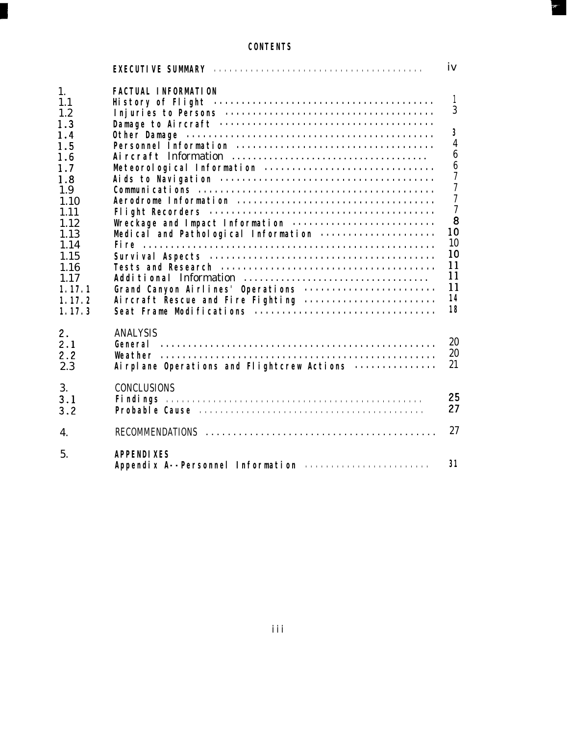# CONTENTS

| | | |
|---|---|---|
| | **EXECUTIVE SUMMARY** | iv |
| 1. | **FACTUAL INFORMATION** | |
| 1.1 | **History of Flight** | 1 |
| 1.2 | **Injuries to Persons** | 3 |
| 1.3 | **Damage to Aircraft** | 3 |
| 1.4 | **Other Damage** | 4 |
| 1.5 | **Personnel Information** | 4 |
| 1.6 | **Aircraft Information** | 6 |
| 1.7 | **Meteorological Information** | 6 |
| 1.8 | **Aids to Navigation** | 7 |
| 1.9 | **Communications** | 7 |
| 1.10 | **Aerodrome Information** | 7 |
| 1.11 | **Flight Recorders** | 7 |
| 1.12 | **Wreckage and Impact Information** | 8 |
| 1.13 | **Medical and Pathological Information** | 10 |
| 1.14 | **Fire** | 10 |
| 1.15 | **Survival Aspects** | 10 |
| 1.16 | **Tests and Research** | 11 |
| 1.17 | **Additional Information** | 11 |
| 1.17.1 | **Grand Canyon Airlines' Operations** | 11 |
| 1.17.2 | **Aircraft Rescue and Fire Fighting** | 14 |
| 1.17.3 | **Seat Frame Modifications** | 18 |
| 2. | ANALYSIS | |
| 2.1 | **General** | 20 |
| 2.2 | **Weather** | 20 |
| 2.3 | **Airplane Operations and Flightcrew Actions** | 21 |
| 3. | CONCLUSIONS | |
| 3.1 | **Findings** | 25 |
| 3.2 | **Probable Cause** | 27 |
| 4. | RECOMMENDATIONS | 27 |
| 5. | **APPENDIXES** | |
| | **Appendix A--Personnel Information** | 31 |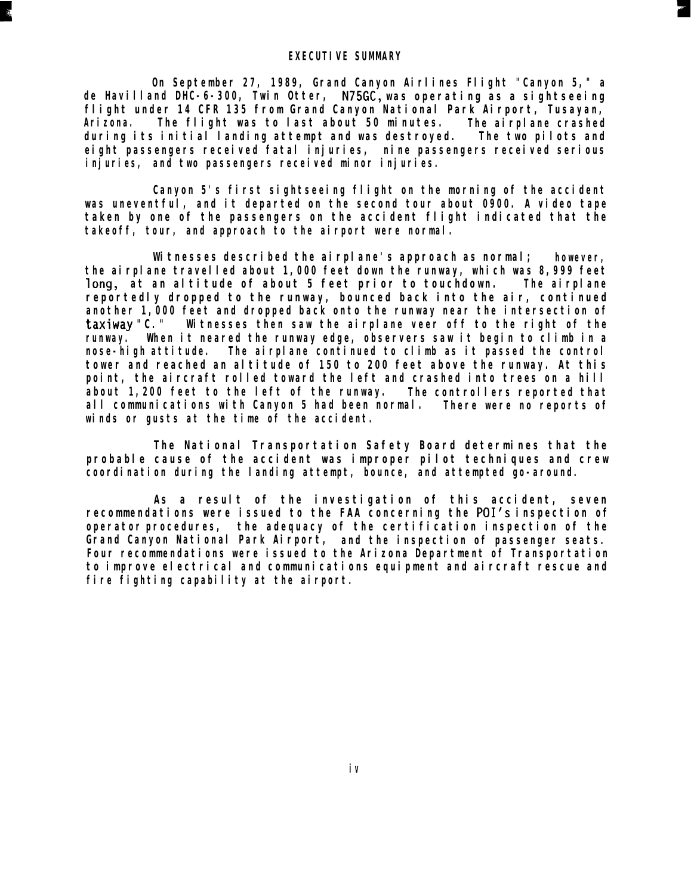# EXECUTIVE SUMMARY

On September 27, 1989, Grand Canyon Airlines Flight "Canyon 5," a de Havilland DHC-6-300, Twin Otter, N75GC, was operating as a sightseeing flight under 14 CFR 135 from Grand Canyon National Park Airport, Tusayan, Arizona. The flight was to last about 50 minutes. The airplane crashed during its initial landing attempt and was destroyed. The two pilots and eight passengers received fatal injuries, nine passengers received serious injuries, and two passengers received minor injuries.

Canyon 5's first sightseeing flight on the morning of the accident was uneventful, and it departed on the second tour about 0900. A video tape taken by one of the passengers on the accident flight indicated that the takeoff, tour, and approach to the airport were normal.

Witnesses described the airplane's approach as normal; however, the airplane travelled about 1,000 feet down the runway, which was 8,999 feet long, at an altitude of about 5 feet prior to touchdown. The airplane reportedly dropped to the runway, bounced back into the air, continued another 1,000 feet and dropped back onto the runway near the intersection of taxiway "C." Witnesses then saw the airplane veer off to the right of the runway. When it neared the runway edge, observers saw it begin to climb in a nose-high attitude. The airplane continued to climb as it passed the control tower and reached an altitude of 150 to 200 feet above the runway. At this point, the aircraft rolled toward the left and crashed into trees on a hill about 1,200 feet to the left of the runway. The controllers reported that all communications with Canyon 5 had been normal. There were no reports of winds or gusts at the time of the accident.

The National Transportation Safety Board determines that the probable cause of the accident was improper pilot techniques and crew coordination during the landing attempt, bounce, and attempted go-around.

As a result of the investigation of this accident, seven recommendations were issued to the FAA concerning the POI's inspection of operator procedures, the adequacy of the certification inspection of the Grand Canyon National Park Airport, and the inspection of passenger seats. Four recommendations were issued to the Arizona Department of Transportation to improve electrical and communications equipment and aircraft rescue and fire fighting capability at the airport.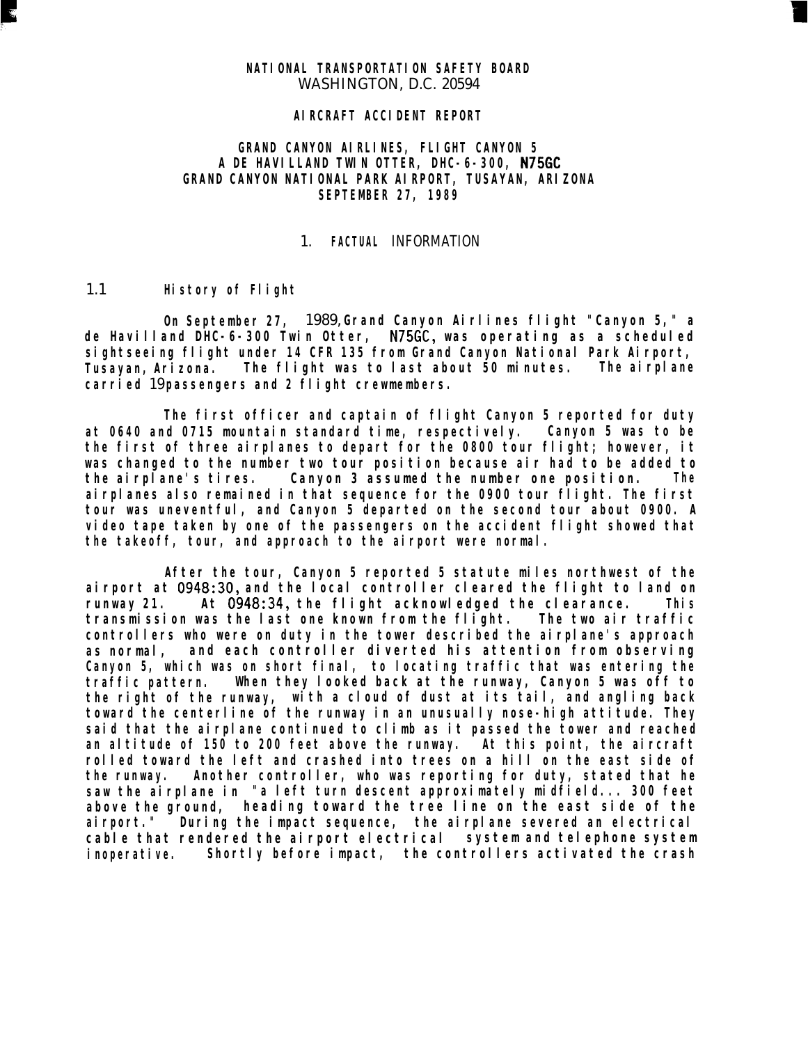NATIONAL TRANSPORTATION SAFETY BOARD
WASHINGTON, D.C. 20594

AIRCRAFT ACCIDENT REPORT

GRAND CANYON AIRLINES, FLIGHT CANYON 5
A DE HAVILLAND TWIN OTTER, DHC-6-300, N75GC
GRAND CANYON NATIONAL PARK AIRPORT, TUSAYAN, ARIZONA
SEPTEMBER 27, 1989

# 1. FACTUAL INFORMATION

## 1.1 History of Flight

On September 27, 1989, Grand Canyon Airlines flight "Canyon 5," a de Havilland DHC-6-300 Twin Otter, N75GC, was operating as a scheduled sightseeing flight under 14 CFR 135 from Grand Canyon National Park Airport, Tusayan, Arizona. The flight was to last about 50 minutes. The airplane carried 19 passengers and 2 flight crewmembers.

The first officer and captain of flight Canyon 5 reported for duty at 0640 and 0715 mountain standard time, respectively. Canyon 5 was to be the first of three airplanes to depart for the 0800 tour flight; however, it was changed to the number two tour position because air had to be added to the airplane's tires. Canyon 3 assumed the number one position. The airplanes also remained in that sequence for the 0900 tour flight. The first tour was uneventful, and Canyon 5 departed on the second tour about 0900. A video tape taken by one of the passengers on the accident flight showed that the takeoff, tour, and approach to the airport were normal.

After the tour, Canyon 5 reported 5 statute miles northwest of the airport at 0948:30, and the local controller cleared the flight to land on runway 21. At 0948:34, the flight acknowledged the clearance. This transmission was the last one known from the flight. The two air traffic controllers who were on duty in the tower described the airplane's approach as normal, and each controller diverted his attention from observing Canyon 5, which was on short final, to locating traffic that was entering the traffic pattern. When they looked back at the runway, Canyon 5 was off to the right of the runway, with a cloud of dust at its tail, and angling back toward the centerline of the runway in an unusually nose-high attitude. They said that the airplane continued to climb as it passed the tower and reached an altitude of 150 to 200 feet above the runway. At this point, the aircraft rolled toward the left and crashed into trees on a hill on the east side of the runway. Another controller, who was reporting for duty, stated that he saw the airplane in "a left turn descent approximately midfield... 300 feet above the ground, heading toward the tree line on the east side of the airport." During the impact sequence, the airplane severed an electrical cable that rendered the airport electrical system and telephone system inoperative. Shortly before impact, the controllers activated the crash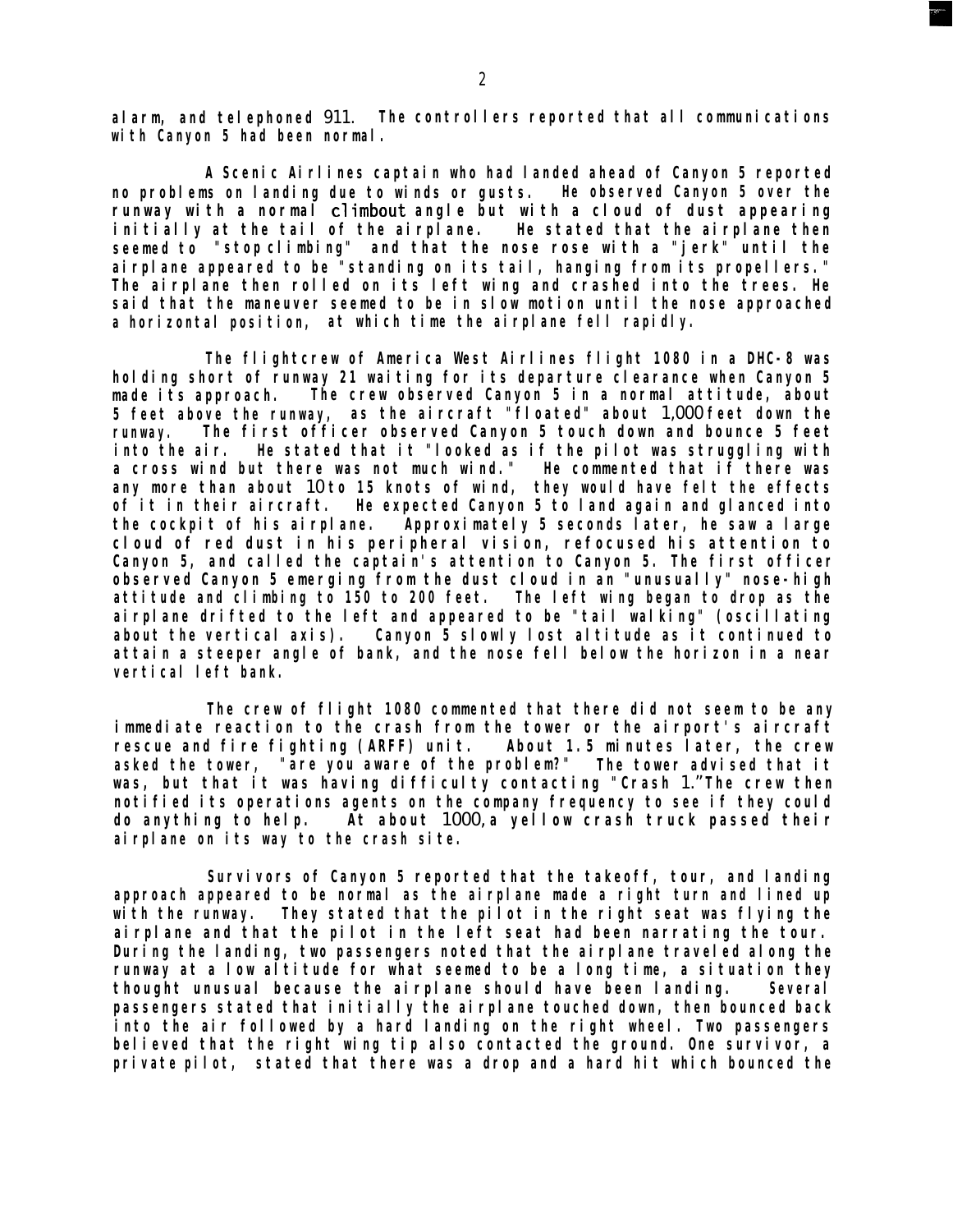alarm, and telephoned 911. The controllers reported that all communications with Canyon 5 had been normal.

A Scenic Airlines captain who had landed ahead of Canyon 5 reported no problems on landing due to winds or gusts. He observed Canyon 5 over the runway with a normal climbout angle but with a cloud of dust appearing initially at the tail of the airplane. He stated that the airplane then seemed to "stop climbing" and that the nose rose with a "jerk" until the airplane appeared to be "standing on its tail, hanging from its propellers." The airplane then rolled on its left wing and crashed into the trees. He said that the maneuver seemed to be in slow motion until the nose approached a horizontal position, at which time the airplane fell rapidly.

The flightcrew of America West Airlines flight 1080 in a DHC-8 was holding short of runway 21 waiting for its departure clearance when Canyon 5 made its approach. The crew observed Canyon 5 in a normal attitude, about 5 feet above the runway, as the aircraft "floated" about 1,000 feet down the runway. The first officer observed Canyon 5 touch down and bounce 5 feet into the air. He stated that it "looked as if the pilot was struggling with a cross wind but there was not much wind." He commented that if there was any more than about 10 to 15 knots of wind, they would have felt the effects of it in their aircraft. He expected Canyon 5 to land again and glanced into the cockpit of his airplane. Approximately 5 seconds later, he saw a large cloud of red dust in his peripheral vision, refocused his attention to Canyon 5, and called the captain's attention to Canyon 5. The first officer observed Canyon 5 emerging from the dust cloud in an "unusually" nose-high attitude and climbing to 150 to 200 feet. The left wing began to drop as the airplane drifted to the left and appeared to be "tail walking" (oscillating about the vertical axis). Canyon 5 slowly lost altitude as it continued to attain a steeper angle of bank, and the nose fell below the horizon in a near vertical left bank.

The crew of flight 1080 commented that there did not seem to be any immediate reaction to the crash from the tower or the airport's aircraft rescue and fire fighting (ARFF) unit. About 1.5 minutes later, the crew asked the tower, "are you aware of the problem?" The tower advised that it was, but that it was having difficulty contacting "Crash 1." The crew then notified its operations agents on the company frequency to see if they could do anything to help. At about 1000, a yellow crash truck passed their airplane on its way to the crash site.

Survivors of Canyon 5 reported that the takeoff, tour, and landing approach appeared to be normal as the airplane made a right turn and lined up with the runway. They stated that the pilot in the right seat was flying the airplane and that the pilot in the left seat had been narrating the tour. During the landing, two passengers noted that the airplane traveled along the runway at a low altitude for what seemed to be a long time, a situation they thought unusual because the airplane should have been landing. Several passengers stated that initially the airplane touched down, then bounced back into the air followed by a hard landing on the right wheel. Two passengers believed that the right wing tip also contacted the ground. One survivor, a private pilot, stated that there was a drop and a hard hit which bounced the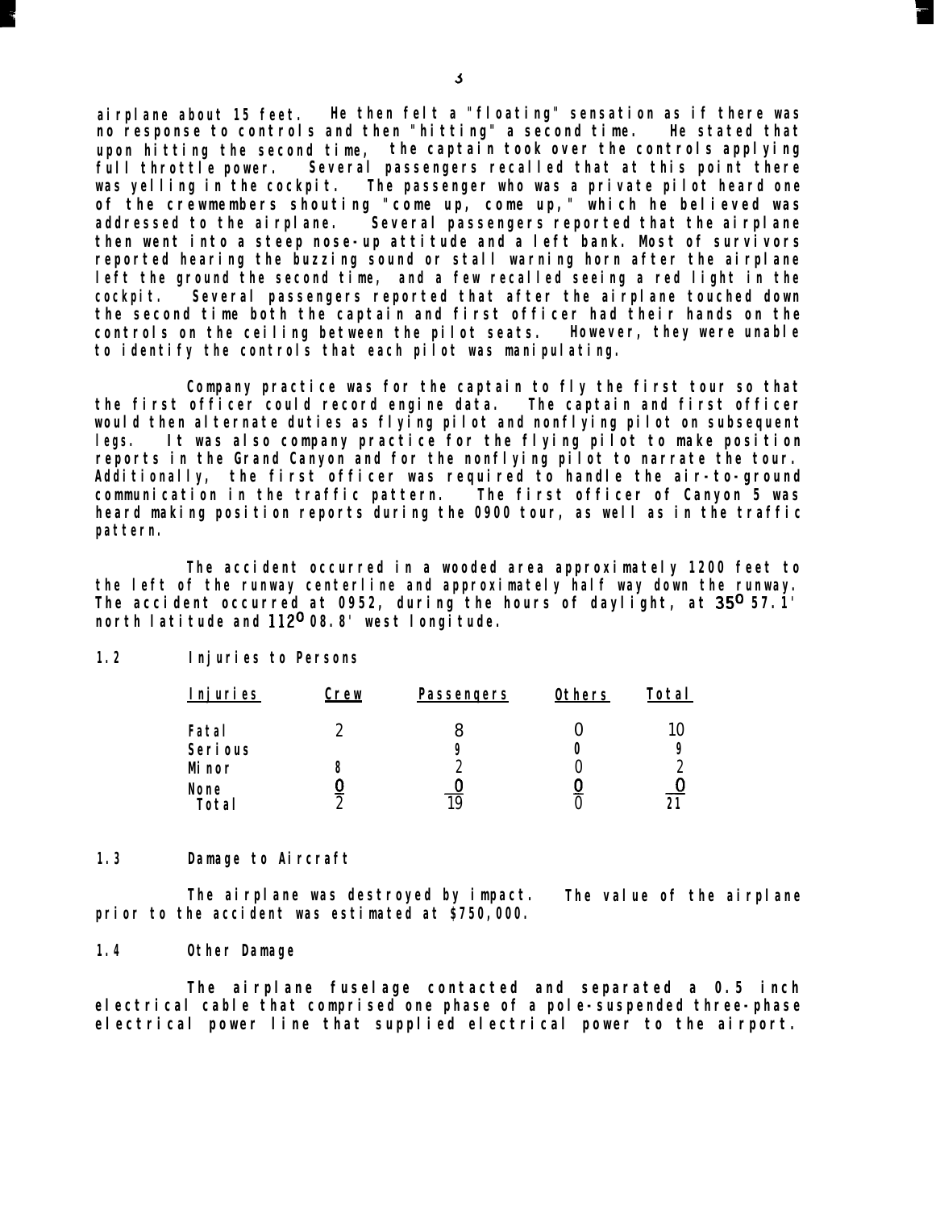airplane about 15 feet. He then felt a "floating" sensation as if there was no response to controls and then "hitting" a second time. He stated that upon hitting the second time, the captain took over the controls applying full throttle power. Several passengers recalled that at this point there was yelling in the cockpit. The passenger who was a private pilot heard one of the crewmembers shouting "come up, come up," which he believed was addressed to the airplane. Several passengers reported that the airplane then went into a steep nose-up attitude and a left bank. Most of survivors reported hearing the buzzing sound or stall warning horn after the airplane left the ground the second time, and a few recalled seeing a red light in the cockpit. Several passengers reported that after the airplane touched down the second time both the captain and first officer had their hands on the controls on the ceiling between the pilot seats. However, they were unable to identify the controls that each pilot was manipulating.

Company practice was for the captain to fly the first tour so that the first officer could record engine data. The captain and first officer would then alternate duties as flying pilot and nonflying pilot on subsequent legs. It was also company practice for the flying pilot to make position reports in the Grand Canyon and for the nonflying pilot to narrate the tour. Additionally, the first officer was required to handle the air-to-ground communication in the traffic pattern. The first officer of Canyon 5 was heard making position reports during the 0900 tour, as well as in the traffic pattern.

The accident occurred in a wooded area approximately 1200 feet to the left of the runway centerline and approximately half way down the runway. The accident occurred at 0952, during the hours of daylight, at 35° 57.1' north latitude and 112° 08.8' west longitude.

## 1.2 Injuries to Persons

| Injuries | Crew | Passengers | Others | Total |
|---|---|---|---|---|
| Fatal | 2 | 8 | 0 | 10 |
| Serious | | 9 | 0 | 9 |
| Minor | 8 | 2 | 0 | 2 |
| None | 0 | 0 | 0 | 0 |
| Total | 2 | 19 | 0 | 21 |

## 1.3 Damage to Aircraft

The airplane was destroyed by impact. The value of the airplane prior to the accident was estimated at $750,000.

## 1.4 Other Damage

The airplane fuselage contacted and separated a 0.5 inch electrical cable that comprised one phase of a pole-suspended three-phase electrical power line that supplied electrical power to the airport.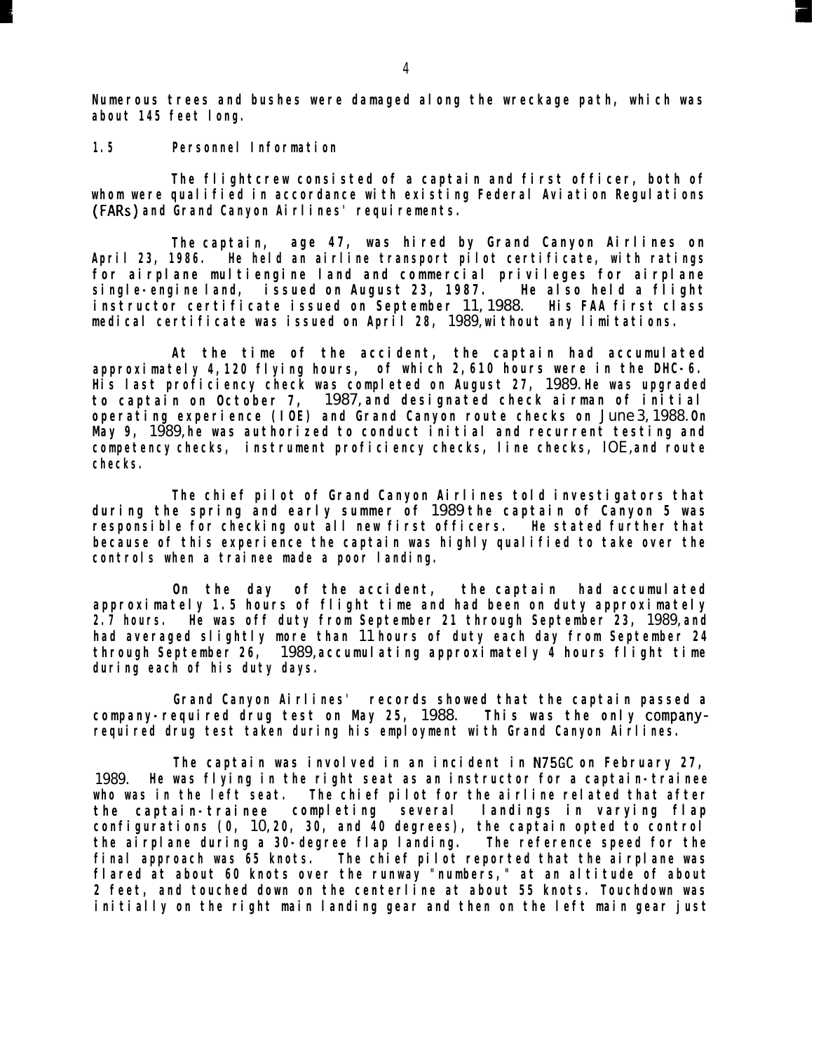Numerous trees and bushes were damaged along the wreckage path, which was about 145 feet long.

## 1.5 Personnel Information

The flightcrew consisted of a captain and first officer, both of whom were qualified in accordance with existing Federal Aviation Regulations (FARs) and Grand Canyon Airlines' requirements.

The captain, age 47, was hired by Grand Canyon Airlines on April 23, 1986. He held an airline transport pilot certificate, with ratings for airplane multiengine land and commercial privileges for airplane single-engine land, issued on August 23, 1987. He also held a flight instructor certificate issued on September 11, 1988. His FAA first class medical certificate was issued on April 28, 1989, without any limitations.

At the time of the accident, the captain had accumulated approximately 4,120 flying hours, of which 2,610 hours were in the DHC-6. His last proficiency check was completed on August 27, 1989. He was upgraded to captain on October 7, 1987, and designated check airman of initial operating experience (IOE) and Grand Canyon route checks on June 3, 1988. On May 9, 1989, he was authorized to conduct initial and recurrent testing and competency checks, instrument proficiency checks, line checks, IOE, and route checks.

The chief pilot of Grand Canyon Airlines told investigators that during the spring and early summer of 1989 the captain of Canyon 5 was responsible for checking out all new first officers. He stated further that because of this experience the captain was highly qualified to take over the controls when a trainee made a poor landing.

On the day of the accident, the captain had accumulated approximately 1.5 hours of flight time and had been on duty approximately 2.7 hours. He was off duty from September 21 through September 23, 1989, and had averaged slightly more than 11 hours of duty each day from September 24 through September 26, 1989, accumulating approximately 4 hours flight time during each of his duty days.

Grand Canyon Airlines' records showed that the captain passed a company-required drug test on May 25, 1988. This was the only company-required drug test taken during his employment with Grand Canyon Airlines.

The captain was involved in an incident in N75GC on February 27, 1989. He was flying in the right seat as an instructor for a captain-trainee who was in the left seat. The chief pilot for the airline related that after the captain-trainee completing several landings in varying flap configurations (0, 10, 20, 30, and 40 degrees), the captain opted to control the airplane during a 30-degree flap landing. The reference speed for the final approach was 65 knots. The chief pilot reported that the airplane was flared at about 60 knots over the runway "numbers," at an altitude of about 2 feet, and touched down on the centerline at about 55 knots. Touchdown was initially on the right main landing gear and then on the left main gear just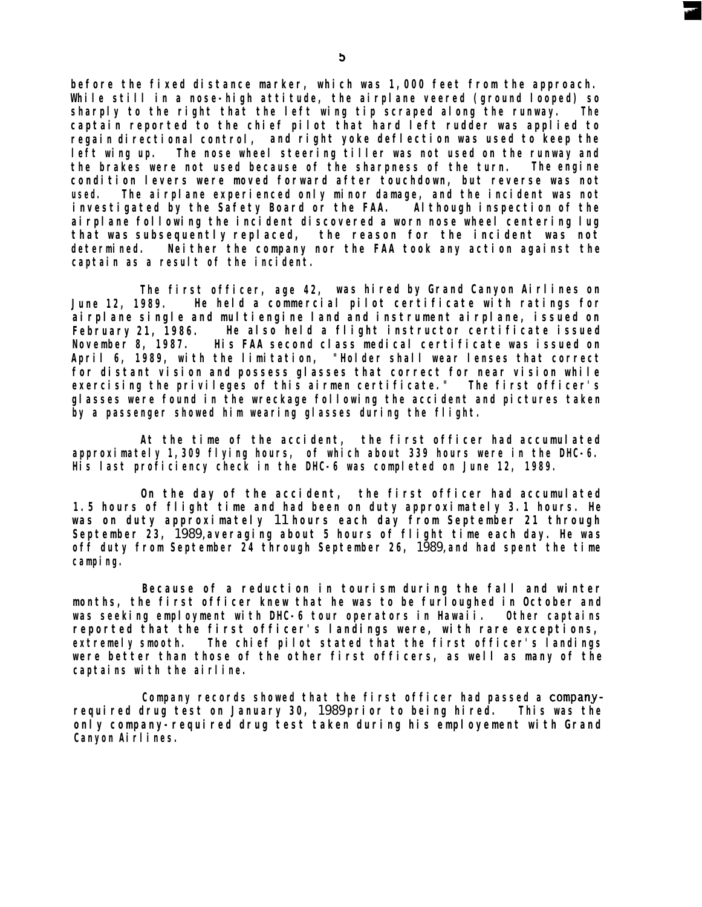before the fixed distance marker, which was 1,000 feet from the approach. While still in a nose-high attitude, the airplane veered (ground looped) so sharply to the right that the left wing tip scraped along the runway. The captain reported to the chief pilot that hard left rudder was applied to regain directional control, and right yoke deflection was used to keep the left wing up. The nose wheel steering tiller was not used on the runway and the brakes were not used because of the sharpness of the turn. The engine condition levers were moved forward after touchdown, but reverse was not used. The airplane experienced only minor damage, and the incident was not investigated by the Safety Board or the FAA. Although inspection of the airplane following the incident discovered a worn nose wheel centering lug that was subsequently replaced, the reason for the incident was not determined. Neither the company nor the FAA took any action against the captain as a result of the incident.

The first officer, age 42, was hired by Grand Canyon Airlines on June 12, 1989. He held a commercial pilot certificate with ratings for airplane single and multiengine land and instrument airplane, issued on February 21, 1986. He also held a flight instructor certificate issued November 8, 1987. His FAA second class medical certificate was issued on April 6, 1989, with the limitation, "Holder shall wear lenses that correct for distant vision and possess glasses that correct for near vision while exercising the privileges of this airmen certificate." The first officer's glasses were found in the wreckage following the accident and pictures taken by a passenger showed him wearing glasses during the flight.

At the time of the accident, the first officer had accumulated approximately 1,309 flying hours, of which about 339 hours were in the DHC-6. His last proficiency check in the DHC-6 was completed on June 12, 1989.

On the day of the accident, the first officer had accumulated 1.5 hours of flight time and had been on duty approximately 3.1 hours. He was on duty approximately 11 hours each day from September 21 through September 23, 1989, averaging about 5 hours of flight time each day. He was off duty from September 24 through September 26, 1989, and had spent the time camping.

Because of a reduction in tourism during the fall and winter months, the first officer knew that he was to be furloughed in October and was seeking employment with DHC-6 tour operators in Hawaii. Other captains reported that the first officer's landings were, with rare exceptions, extremely smooth. The chief pilot stated that the first officer's landings were better than those of the other first officers, as well as many of the captains with the airline.

Company records showed that the first officer had passed a company-required drug test on January 30, 1989 prior to being hired. This was the only company-required drug test taken during his employement with Grand Canyon Airlines.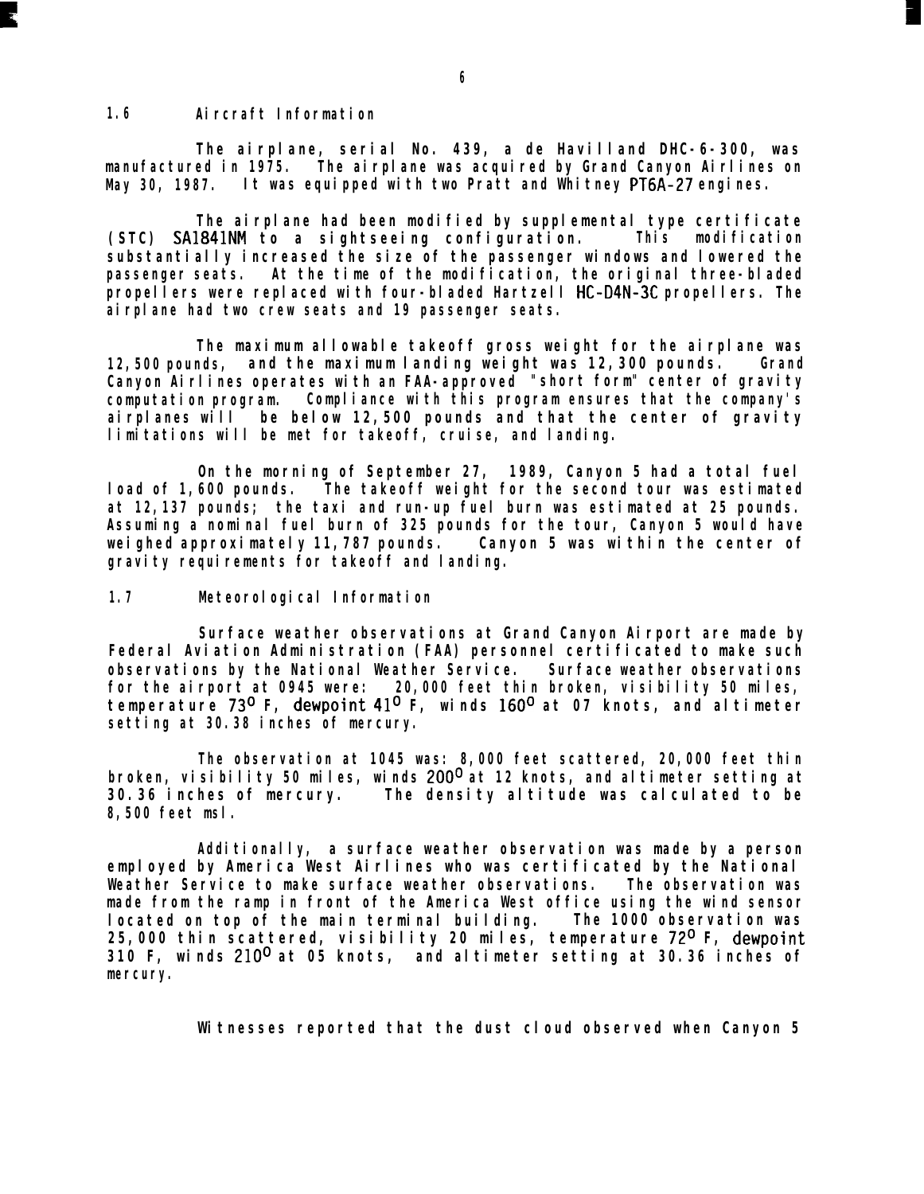### 1.6 Aircraft Information

The airplane, serial No. 439, a de Havilland DHC-6-300, was manufactured in 1975. The airplane was acquired by Grand Canyon Airlines on May 30, 1987. It was equipped with two Pratt and Whitney PT6A-27 engines.

The airplane had been modified by supplemental type certificate (STC) SA1841NM to a sightseeing configuration. This modification substantially increased the size of the passenger windows and lowered the passenger seats. At the time of the modification, the original three-bladed propellers were replaced with four-bladed Hartzell HC-D4N-3C propellers. The airplane had two crew seats and 19 passenger seats.

The maximum allowable takeoff gross weight for the airplane was 12,500 pounds, and the maximum landing weight was 12,300 pounds. Grand Canyon Airlines operates with an FAA-approved "short form" center of gravity computation program. Compliance with this program ensures that the company's airplanes will be below 12,500 pounds and that the center of gravity limitations will be met for takeoff, cruise, and landing.

On the morning of September 27, 1989, Canyon 5 had a total fuel load of 1,600 pounds. The takeoff weight for the second tour was estimated at 12,137 pounds; the taxi and run-up fuel burn was estimated at 25 pounds. Assuming a nominal fuel burn of 325 pounds for the tour, Canyon 5 would have weighed approximately 11,787 pounds. Canyon 5 was within the center of gravity requirements for takeoff and landing.

### 1.7 Meteorological Information

Surface weather observations at Grand Canyon Airport are made by Federal Aviation Administration (FAA) personnel certificated to make such observations by the National Weather Service. Surface weather observations for the airport at 0945 were: 20,000 feet thin broken, visibility 50 miles, temperature 73° F, dewpoint 41° F, winds 160° at 07 knots, and altimeter setting at 30.38 inches of mercury.

The observation at 1045 was: 8,000 feet scattered, 20,000 feet thin broken, visibility 50 miles, winds 200° at 12 knots, and altimeter setting at 30.36 inches of mercury. The density altitude was calculated to be 8,500 feet msl.

Additionally, a surface weather observation was made by a person employed by America West Airlines who was certificated by the National Weather Service to make surface weather observations. The observation was made from the ramp in front of the America West office using the wind sensor located on top of the main terminal building. The 1000 observation was 25,000 thin scattered, visibility 20 miles, temperature 72° F, dewpoint 310 F, winds 210° at 05 knots, and altimeter setting at 30.36 inches of mercury.

Witnesses reported that the dust cloud observed when Canyon 5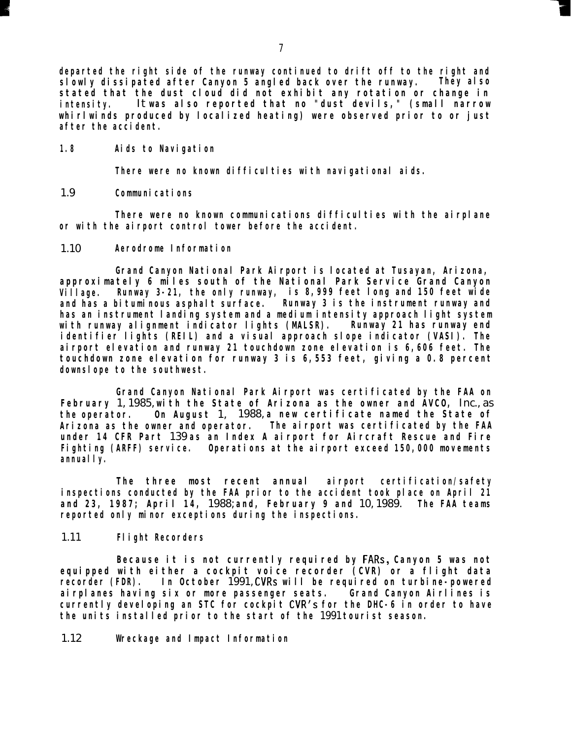departed the right side of the runway continued to drift off to the right and slowly dissipated after Canyon 5 angled back over the runway. They also stated that the dust cloud did not exhibit any rotation or change in intensity. It was also reported that no "dust devils," (small narrow whirlwinds produced by localized heating) were observed prior to or just after the accident.

## 1.8 Aids to Navigation

There were no known difficulties with navigational aids.

## 1.9 Communications

There were no known communications difficulties with the airplane or with the airport control tower before the accident.

## 1.10 Aerodrome Information

Grand Canyon National Park Airport is located at Tusayan, Arizona, approximately 6 miles south of the National Park Service Grand Canyon Village. Runway 3-21, the only runway, is 8,999 feet long and 150 feet wide and has a bituminous asphalt surface. Runway 3 is the instrument runway and has an instrument landing system and a medium intensity approach light system with runway alignment indicator lights (MALSR). Runway 21 has runway end identifier lights (REIL) and a visual approach slope indicator (VASI). The airport elevation and runway 21 touchdown zone elevation is 6,606 feet. The touchdown zone elevation for runway 3 is 6,553 feet, giving a 0.8 percent downslope to the southwest.

Grand Canyon National Park Airport was certificated by the FAA on February 1, 1985, with the State of Arizona as the owner and AVCO, Inc., as the operator. On August 1, 1988, a new certificate named the State of Arizona as the owner and operator. The airport was certificated by the FAA under 14 CFR Part 139 as an Index A airport for Aircraft Rescue and Fire Fighting (ARFF) service. Operations at the airport exceed 150,000 movements annually.

The three most recent annual airport certification/safety inspections conducted by the FAA prior to the accident took place on April 21 and 23, 1987; April 14, 1988; and, February 9 and 10, 1989. The FAA teams reported only minor exceptions during the inspections.

## 1.11 Flight Recorders

Because it is not currently required by FARs, Canyon 5 was not equipped with either a cockpit voice recorder (CVR) or a flight data recorder (FDR). In October 1991, CVRs will be required on turbine-powered airplanes having six or more passenger seats. Grand Canyon Airlines is currently developing an STC for cockpit CVR's for the DHC-6 in order to have the units installed prior to the start of the 1991 tourist season.

## 1.12 Wreckage and Impact Information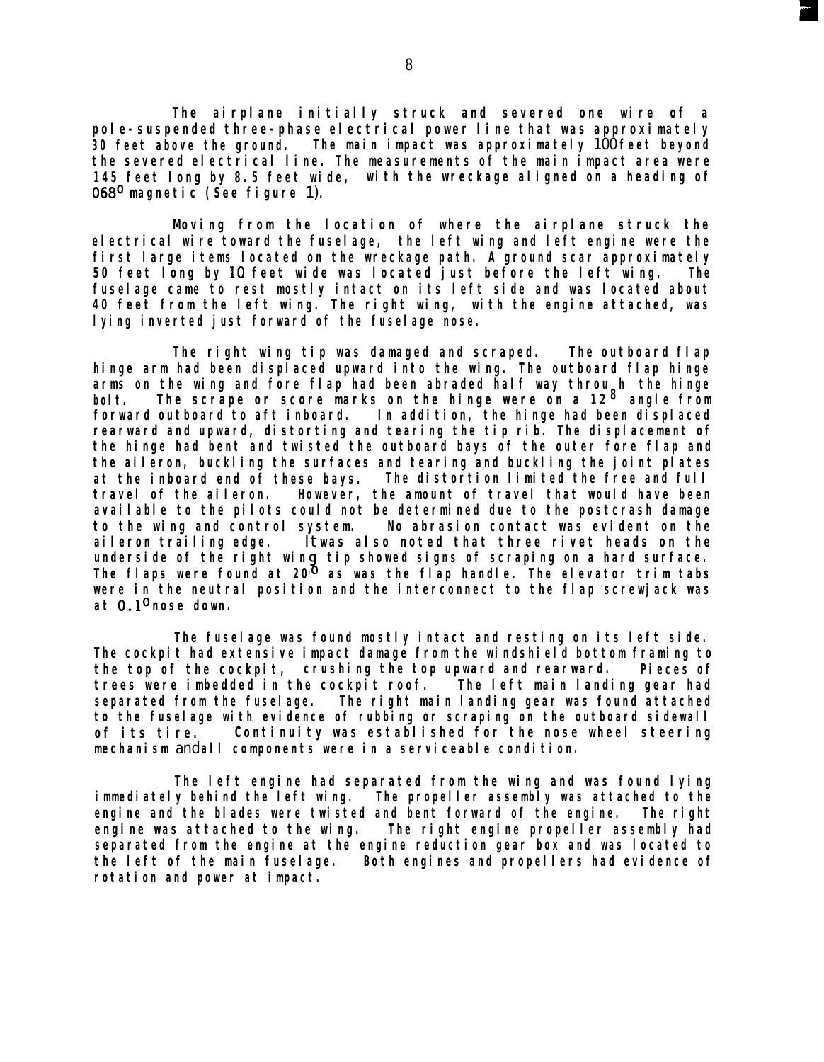The airplane initially struck and severed one wire of a pole-suspended three-phase electrical power line that was approximately 30 feet above the ground. The main impact was approximately 100 feet beyond the severed electrical line. The measurements of the main impact area were 145 feet long by 8.5 feet wide, with the wreckage aligned on a heading of 068° magnetic (See figure 1).

Moving from the location of where the airplane struck the electrical wire toward the fuselage, the left wing and left engine were the first large items located on the wreckage path. A ground scar approximately 50 feet long by 10 feet wide was located just before the left wing. The fuselage came to rest mostly intact on its left side and was located about 40 feet from the left wing. The right wing, with the engine attached, was lying inverted just forward of the fuselage nose.

The right wing tip was damaged and scraped. The outboard flap hinge arm had been displaced upward into the wing. The outboard flap hinge arms on the wing and fore flap had been abraded half way through the hinge bolt. The scrape or score marks on the hinge were on a 12° angle from forward outboard to aft inboard. In addition, the hinge had been displaced rearward and upward, distorting and tearing the tip rib. The displacement of the hinge had bent and twisted the outboard bays of the outer fore flap and the aileron, buckling the surfaces and tearing and buckling the joint plates at the inboard end of these bays. The distortion limited the free and full travel of the aileron. However, the amount of travel that would have been available to the pilots could not be determined due to the postcrash damage to the wing and control system. No abrasion contact was evident on the aileron trailing edge. It was also noted that three rivet heads on the underside of the right wing tip showed signs of scraping on a hard surface. The flaps were found at 20° as was the flap handle. The elevator trim tabs were in the neutral position and the interconnect to the flap screwjack was at 0.1° nose down.

The fuselage was found mostly intact and resting on its left side. The cockpit had extensive impact damage from the windshield bottom framing to the top of the cockpit, crushing the top upward and rearward. Pieces of trees were imbedded in the cockpit roof. The left main landing gear had separated from the fuselage. The right main landing gear was found attached to the fuselage with evidence of rubbing or scraping on the outboard sidewall of its tire. Continuity was established for the nose wheel steering mechanism and all components were in a serviceable condition.

The left engine had separated from the wing and was found lying immediately behind the left wing. The propeller assembly was attached to the engine and the blades were twisted and bent forward of the engine. The right engine was attached to the wing. The right engine propeller assembly had separated from the engine at the engine reduction gear box and was located to the left of the main fuselage. Both engines and propellers had evidence of rotation and power at impact.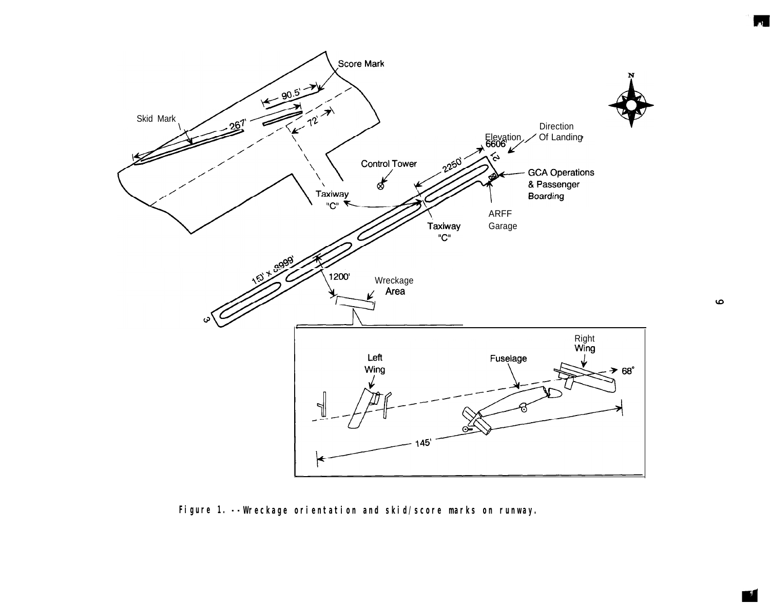Figure 1. --Wreckage orientation and skid/score marks on runway.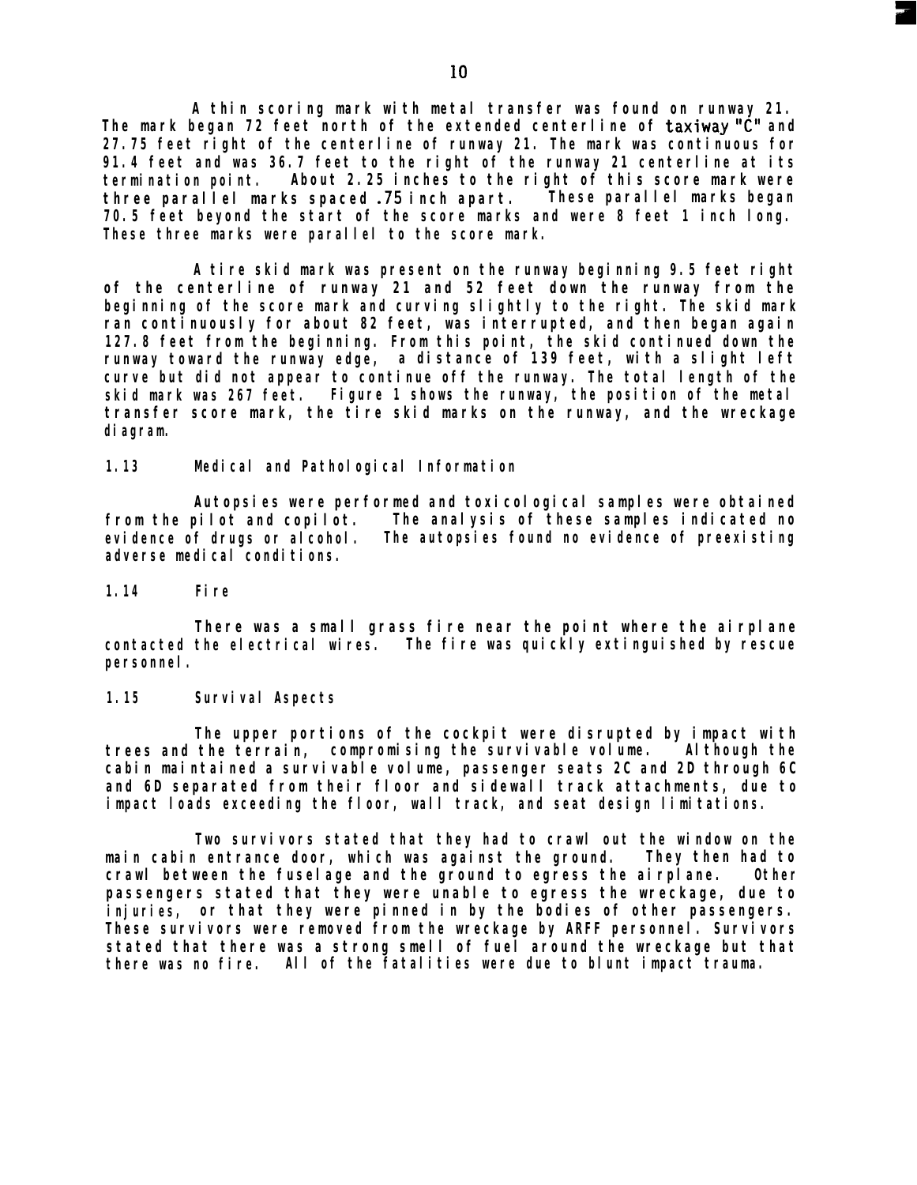A thin scoring mark with metal transfer was found on runway 21. The mark began 72 feet north of the extended centerline of taxiway "C" and 27.75 feet right of the centerline of runway 21. The mark was continuous for 91.4 feet and was 36.7 feet to the right of the runway 21 centerline at its termination point. About 2.25 inches to the right of this score mark were three parallel marks spaced .75 inch apart. These parallel marks began 70.5 feet beyond the start of the score marks and were 8 feet 1 inch long. These three marks were parallel to the score mark.

A tire skid mark was present on the runway beginning 9.5 feet right of the centerline of runway 21 and 52 feet down the runway from the beginning of the score mark and curving slightly to the right. The skid mark ran continuously for about 82 feet, was interrupted, and then began again 127.8 feet from the beginning. From this point, the skid continued down the runway toward the runway edge, a distance of 139 feet, with a slight left curve but did not appear to continue off the runway. The total length of the skid mark was 267 feet. Figure 1 shows the runway, the position of the metal transfer score mark, the tire skid marks on the runway, and the wreckage diagram.

## 1.13 Medical and Pathological Information

Autopsies were performed and toxicological samples were obtained from the pilot and copilot. The analysis of these samples indicated no evidence of drugs or alcohol. The autopsies found no evidence of preexisting adverse medical conditions.

## 1.14 Fire

There was a small grass fire near the point where the airplane contacted the electrical wires. The fire was quickly extinguished by rescue personnel.

## 1.15 Survival Aspects

The upper portions of the cockpit were disrupted by impact with trees and the terrain, compromising the survivable volume. Although the cabin maintained a survivable volume, passenger seats 2C and 2D through 6C and 6D separated from their floor and sidewall track attachments, due to impact loads exceeding the floor, wall track, and seat design limitations.

Two survivors stated that they had to crawl out the window on the main cabin entrance door, which was against the ground. They then had to crawl between the fuselage and the ground to egress the airplane. Other passengers stated that they were unable to egress the wreckage, due to injuries, or that they were pinned in by the bodies of other passengers. These survivors were removed from the wreckage by ARFF personnel. Survivors stated that there was a strong smell of fuel around the wreckage but that there was no fire. All of the fatalities were due to blunt impact trauma.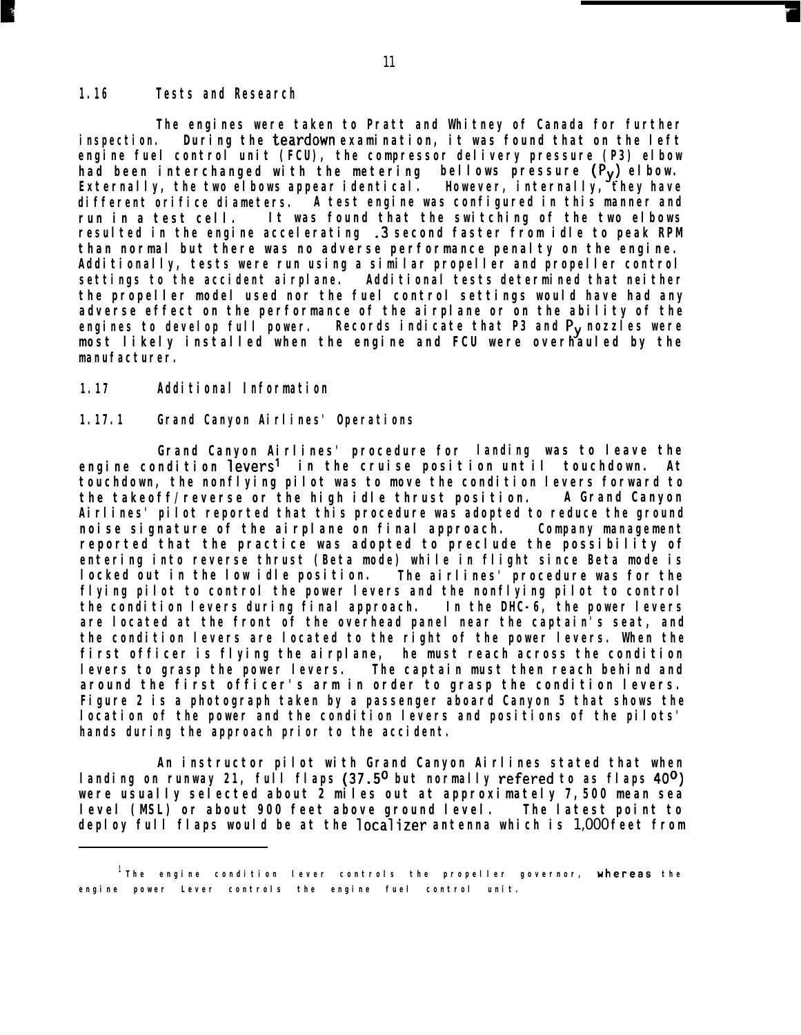## 1.16 Tests and Research

The engines were taken to Pratt and Whitney of Canada for further inspection. During the teardown examination, it was found that on the left engine fuel control unit (FCU), the compressor delivery pressure (P3) elbow had been interchanged with the metering bellows pressure ($P_y$) elbow. Externally, the two elbows appear identical. However, internally, they have different orifice diameters. A test engine was configured in this manner and run in a test cell. It was found that the switching of the two elbows resulted in the engine accelerating .3 second faster from idle to peak RPM than normal but there was no adverse performance penalty on the engine. Additionally, tests were run using a similar propeller and propeller control settings to the accident airplane. Additional tests determined that neither the propeller model used nor the fuel control settings would have had any adverse effect on the performance of the airplane or on the ability of the engines to develop full power. Records indicate that P3 and $P_y$ nozzles were most likely installed when the engine and FCU were overhauled by the manufacturer.

## 1.17 Additional Information

### 1.17.1 Grand Canyon Airlines' Operations

Grand Canyon Airlines' procedure for landing was to leave the engine condition levers[1] in the cruise position until touchdown. At touchdown, the nonflying pilot was to move the condition levers forward to the takeoff/reverse or the high idle thrust position. A Grand Canyon Airlines' pilot reported that this procedure was adopted to reduce the ground noise signature of the airplane on final approach. Company management reported that the practice was adopted to preclude the possibility of entering into reverse thrust (Beta mode) while in flight since Beta mode is locked out in the low idle position. The airlines' procedure was for the flying pilot to control the power levers and the nonflying pilot to control the condition levers during final approach. In the DHC-6, the power levers are located at the front of the overhead panel near the captain's seat, and the condition levers are located to the right of the power levers. When the first officer is flying the airplane, he must reach across the condition levers to grasp the power levers. The captain must then reach behind and around the first officer's arm in order to grasp the condition levers. Figure 2 is a photograph taken by a passenger aboard Canyon 5 that shows the location of the power and the condition levers and positions of the pilots' hands during the approach prior to the accident.

An instructor pilot with Grand Canyon Airlines stated that when landing on runway 21, full flaps (37.5° but normally refered to as flaps 40°) were usually selected about 2 miles out at approximately 7,500 mean sea level (MSL) or about 900 feet above ground level. The latest point to deploy full flaps would be at the localizer antenna which is 1,000 feet from

---

[1] The engine condition lever controls the propeller governor, whereas the engine power Lever controls the engine fuel control unit.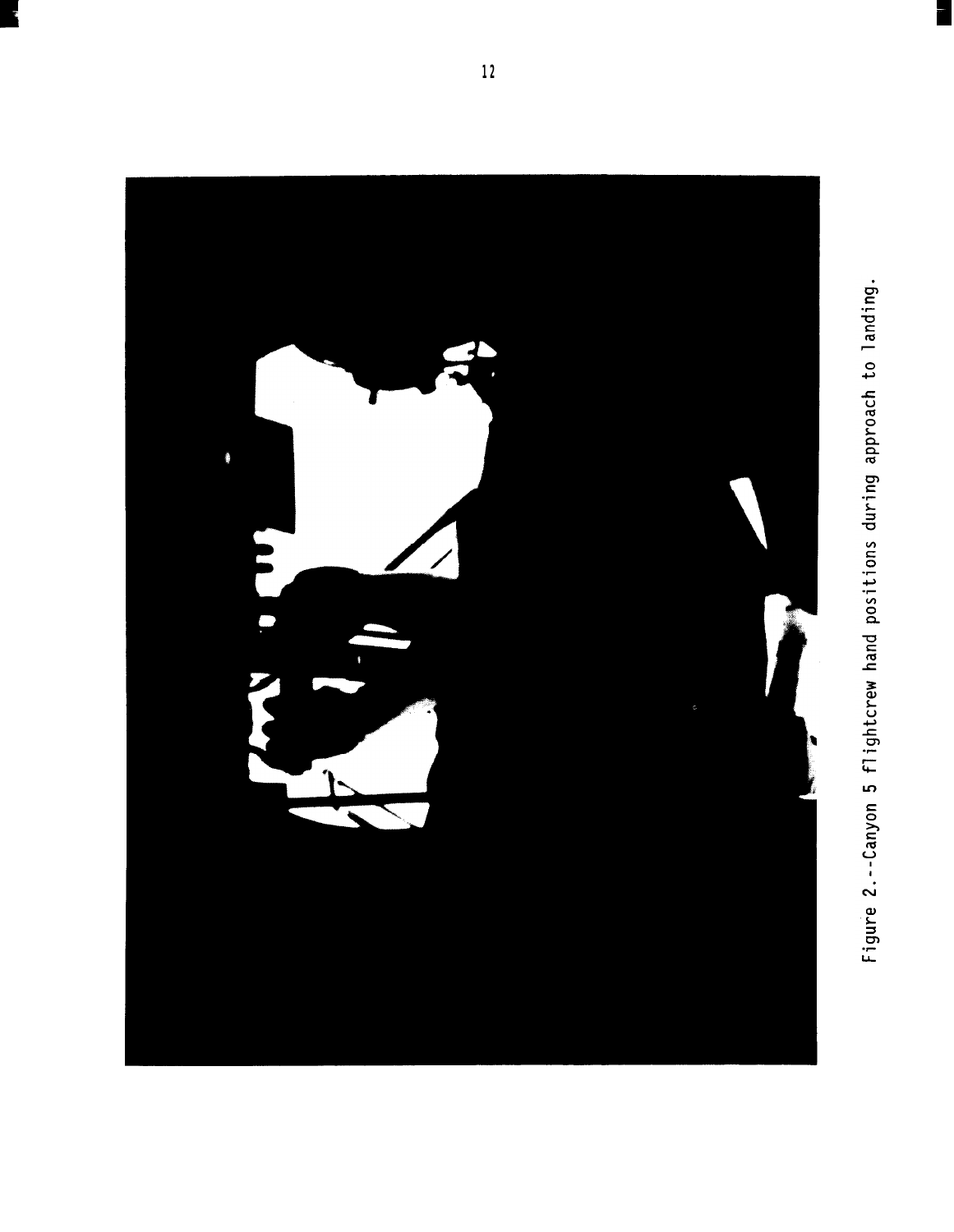Figure 2.--Canyon 5 flightcrew hand positions during approach to landing.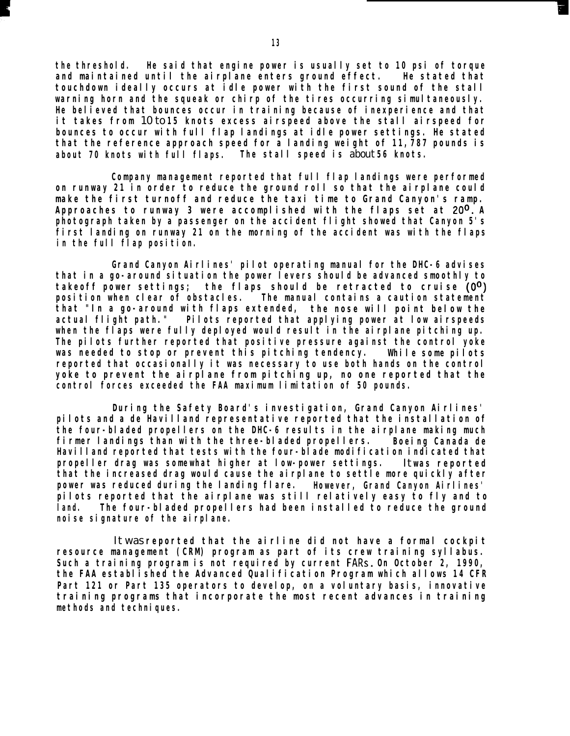the threshold. He said that engine power is usually set to 10 psi of torque and maintained until the airplane enters ground effect. He stated that touchdown ideally occurs at idle power with the first sound of the stall warning horn and the squeak or chirp of the tires occurring simultaneously. He believed that bounces occur in training because of inexperience and that it takes from 10 to 15 knots excess airspeed above the stall airspeed for bounces to occur with full flap landings at idle power settings. He stated that the reference approach speed for a landing weight of 11,787 pounds is about 70 knots with full flaps. The stall speed is about 56 knots.

Company management reported that full flap landings were performed on runway 21 in order to reduce the ground roll so that the airplane could make the first turnoff and reduce the taxi time to Grand Canyon's ramp. Approaches to runway 3 were accomplished with the flaps set at 20°. A photograph taken by a passenger on the accident flight showed that Canyon 5's first landing on runway 21 on the morning of the accident was with the flaps in the full flap position.

Grand Canyon Airlines' pilot operating manual for the DHC-6 advises that in a go-around situation the power levers should be advanced smoothly to takeoff power settings; the flaps should be retracted to cruise (0°) position when clear of obstacles. The manual contains a caution statement that "In a go-around with flaps extended, the nose will point below the actual flight path." Pilots reported that applying power at low airspeeds when the flaps were fully deployed would result in the airplane pitching up. The pilots further reported that positive pressure against the control yoke was needed to stop or prevent this pitching tendency. While some pilots reported that occasionally it was necessary to use both hands on the control yoke to prevent the airplane from pitching up, no one reported that the control forces exceeded the FAA maximum limitation of 50 pounds.

During the Safety Board's investigation, Grand Canyon Airlines' pilots and a de Havilland representative reported that the installation of the four-bladed propellers on the DHC-6 results in the airplane making much firmer landings than with the three-bladed propellers. Boeing Canada de Havilland reported that tests with the four-blade modification indicated that propeller drag was somewhat higher at low-power settings. It was reported that the increased drag would cause the airplane to settle more quickly after power was reduced during the landing flare. However, Grand Canyon Airlines' pilots reported that the airplane was still relatively easy to fly and to land. The four-bladed propellers had been installed to reduce the ground noise signature of the airplane.

It was reported that the airline did not have a formal cockpit resource management (CRM) program as part of its crew training syllabus. Such a training program is not required by current FARs. On October 2, 1990, the FAA established the Advanced Qualification Program which allows 14 CFR Part 121 or Part 135 operators to develop, on a voluntary basis, innovative training programs that incorporate the most recent advances in training methods and techniques.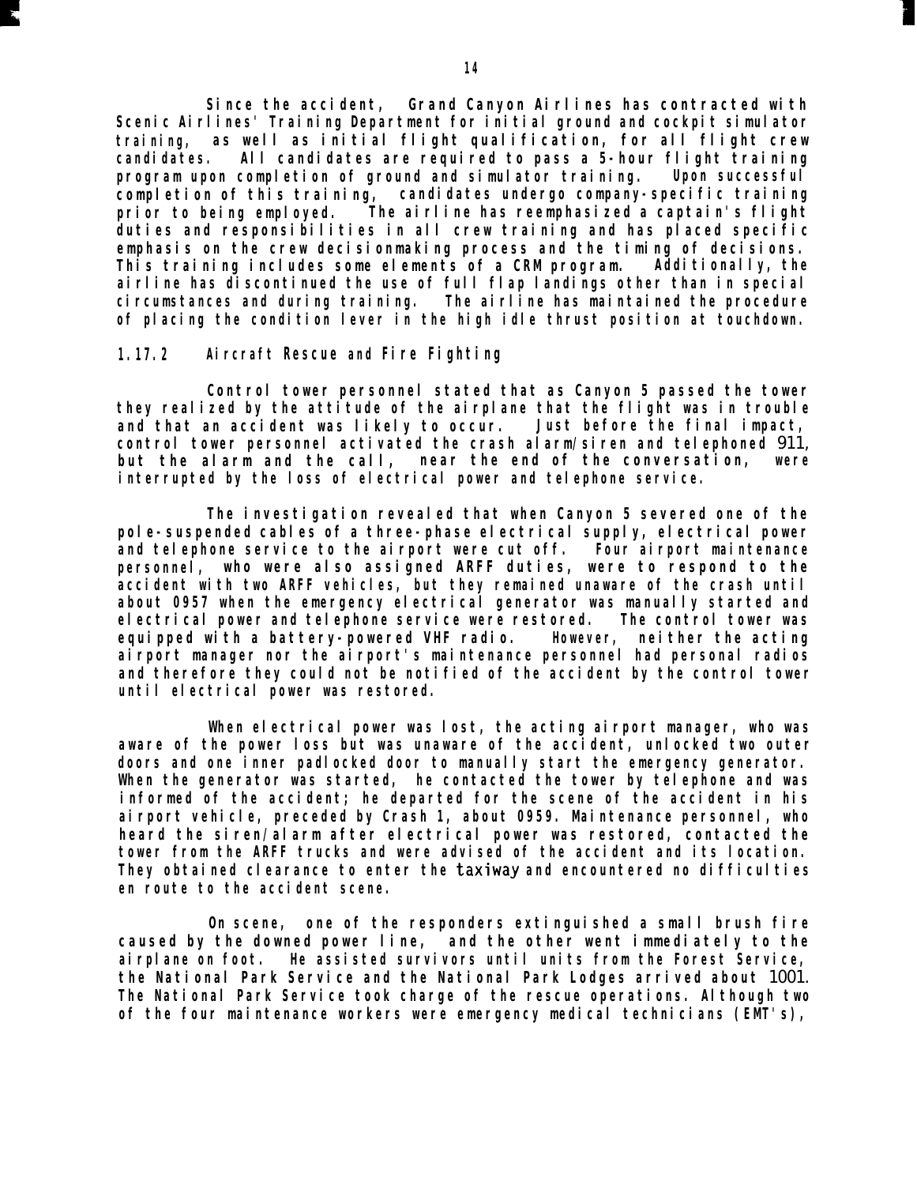Since the accident, Grand Canyon Airlines has contracted with Scenic Airlines' Training Department for initial ground and cockpit simulator training, as well as initial flight qualification, for all flight crew candidates. All candidates are required to pass a 5-hour flight training program upon completion of ground and simulator training. Upon successful completion of this training, candidates undergo company-specific training prior to being employed. The airline has reemphasized a captain's flight duties and responsibilities in all crew training and has placed specific emphasis on the crew decisionmaking process and the timing of decisions. This training includes some elements of a CRM program. Additionally, the airline has discontinued the use of full flap landings other than in special circumstances and during training. The airline has maintained the procedure of placing the condition lever in the high idle thrust position at touchdown.

### 1.17.2 Aircraft Rescue and Fire Fighting

Control tower personnel stated that as Canyon 5 passed the tower they realized by the attitude of the airplane that the flight was in trouble and that an accident was likely to occur. Just before the final impact, control tower personnel activated the crash alarm/siren and telephoned 911, but the alarm and the call, near the end of the conversation, were interrupted by the loss of electrical power and telephone service.

The investigation revealed that when Canyon 5 severed one of the pole-suspended cables of a three-phase electrical supply, electrical power and telephone service to the airport were cut off. Four airport maintenance personnel, who were also assigned ARFF duties, were to respond to the accident with two ARFF vehicles, but they remained unaware of the crash until about 0957 when the emergency electrical generator was manually started and electrical power and telephone service were restored. The control tower was equipped with a battery-powered VHF radio. However, neither the acting airport manager nor the airport's maintenance personnel had personal radios and therefore they could not be notified of the accident by the control tower until electrical power was restored.

When electrical power was lost, the acting airport manager, who was aware of the power loss but was unaware of the accident, unlocked two outer doors and one inner padlocked door to manually start the emergency generator. When the generator was started, he contacted the tower by telephone and was informed of the accident; he departed for the scene of the accident in his airport vehicle, preceded by Crash 1, about 0959. Maintenance personnel, who heard the siren/alarm after electrical power was restored, contacted the tower from the ARFF trucks and were advised of the accident and its location. They obtained clearance to enter the taxiway and encountered no difficulties en route to the accident scene.

On scene, one of the responders extinguished a small brush fire caused by the downed power line, and the other went immediately to the airplane on foot. He assisted survivors until units from the Forest Service, the National Park Service and the National Park Lodges arrived about 1001. The National Park Service took charge of the rescue operations. Although two of the four maintenance workers were emergency medical technicians (EMT's),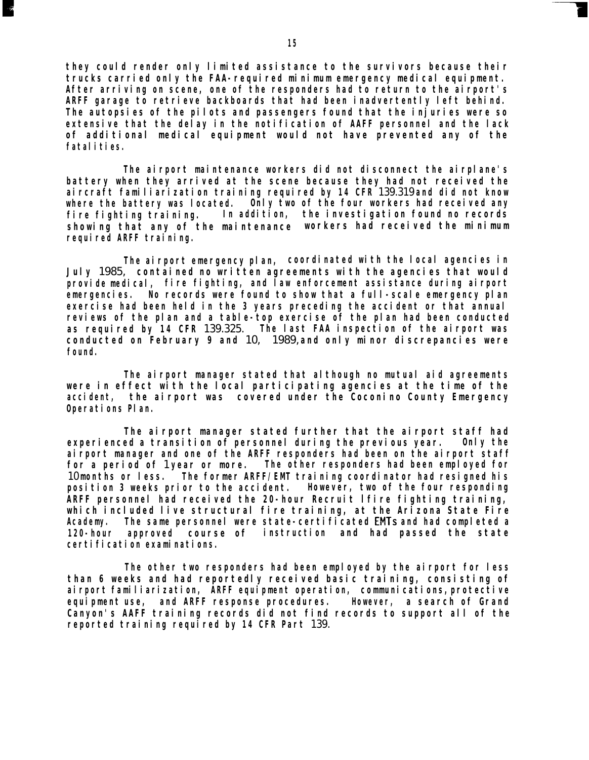they could render only limited assistance to the survivors because their trucks carried only the FAA-required minimum emergency medical equipment. After arriving on scene, one of the responders had to return to the airport's ARFF garage to retrieve backboards that had been inadvertently left behind. The autopsies of the pilots and passengers found that the injuries were so extensive that the delay in the notification of AAFF personnel and the lack of additional medical equipment would not have prevented any of the fatalities.

The airport maintenance workers did not disconnect the airplane's battery when they arrived at the scene because they had not received the aircraft familiarization training required by 14 CFR 139.319 and did not know where the battery was located. Only two of the four workers had received any fire fighting training. In addition, the investigation found no records showing that any of the maintenance workers had received the minimum required ARFF training.

The airport emergency plan, coordinated with the local agencies in July 1985, contained no written agreements with the agencies that would provide medical, fire fighting, and law enforcement assistance during airport emergencies. No records were found to show that a full-scale emergency plan exercise had been held in the 3 years preceding the accident or that annual reviews of the plan and a table-top exercise of the plan had been conducted as required by 14 CFR 139.325. The last FAA inspection of the airport was conducted on February 9 and 10, 1989, and only minor discrepancies were found.

The airport manager stated that although no mutual aid agreements were in effect with the local participating agencies at the time of the accident, the airport was covered under the Coconino County Emergency Operations Plan.

The airport manager stated further that the airport staff had experienced a transition of personnel during the previous year. Only the airport manager and one of the ARFF responders had been on the airport staff for a period of 1 year or more. The other responders had been employed for 10 months or less. The former ARFF/EMT training coordinator had resigned his position 3 weeks prior to the accident. However, two of the four responding ARFF personnel had received the 20-hour Recruit I fire fighting training, which included live structural fire training, at the Arizona State Fire Academy. The same personnel were state-certificated EMTs and had completed a 120-hour approved course of instruction and had passed the state certification examinations.

The other two responders had been employed by the airport for less than 6 weeks and had reportedly received basic training, consisting of airport familiarization, ARFF equipment operation, communications, protective equipment use, and ARFF response procedures. However, a search of Grand Canyon's AAFF training records did not find records to support all of the reported training required by 14 CFR Part 139.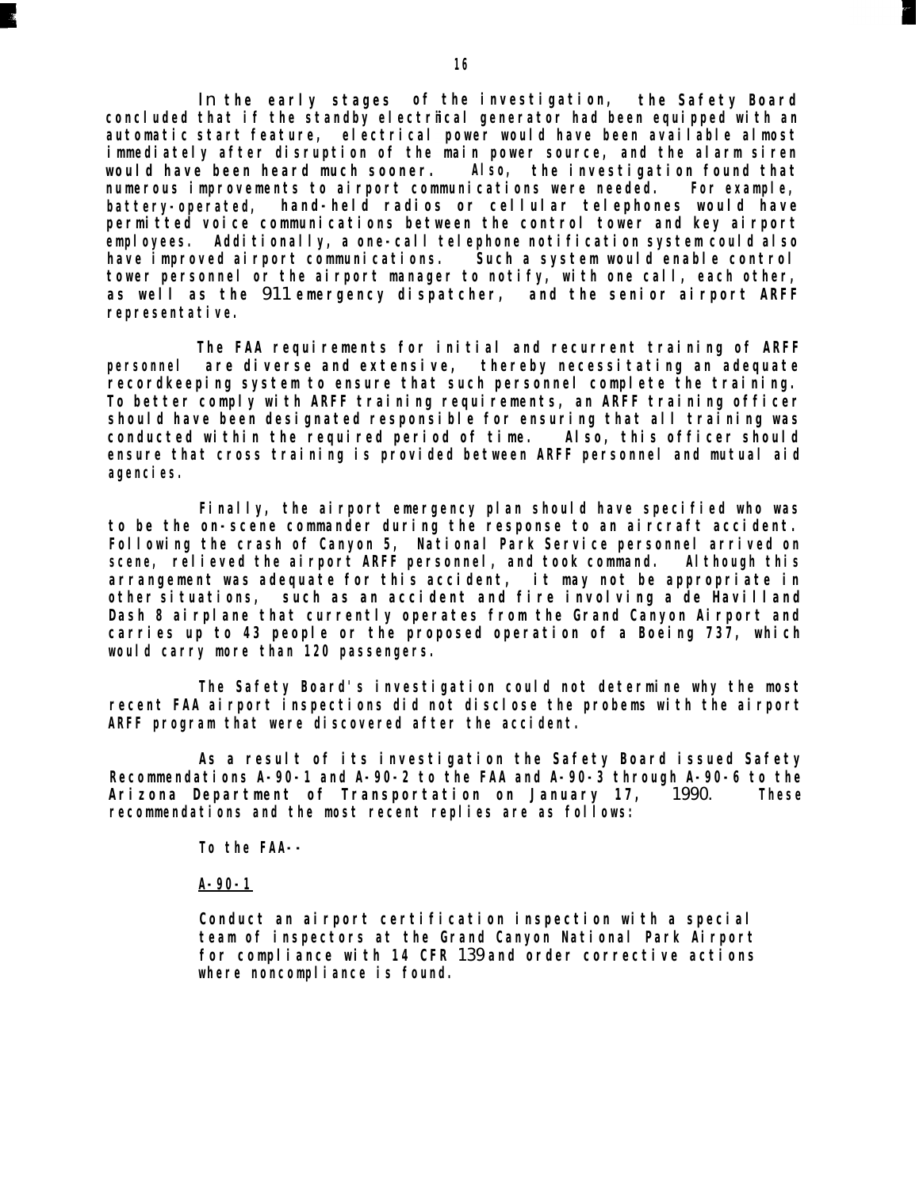In the early stages of the investigation, the Safety Board concluded that if the standby electrical generator had been equipped with an automatic start feature, electrical power would have been available almost immediately after disruption of the main power source, and the alarm siren would have been heard much sooner. Also, the investigation found that numerous improvements to airport communications were needed. For example, battery-operated, hand-held radios or cellular telephones would have permitted voice communications between the control tower and key airport employees. Additionally, a one-call telephone notification system could also have improved airport communications. Such a system would enable control tower personnel or the airport manager to notify, with one call, each other, as well as the 911 emergency dispatcher, and the senior airport ARFF representative.

The FAA requirements for initial and recurrent training of ARFF personnel are diverse and extensive, thereby necessitating an adequate recordkeeping system to ensure that such personnel complete the training. To better comply with ARFF training requirements, an ARFF training officer should have been designated responsible for ensuring that all training was conducted within the required period of time. Also, this officer should ensure that cross training is provided between ARFF personnel and mutual aid agencies.

Finally, the airport emergency plan should have specified who was to be the on-scene commander during the response to an aircraft accident. Following the crash of Canyon 5, National Park Service personnel arrived on scene, relieved the airport ARFF personnel, and took command. Although this arrangement was adequate for this accident, it may not be appropriate in other situations, such as an accident and fire involving a de Havilland Dash 8 airplane that currently operates from the Grand Canyon Airport and carries up to 43 people or the proposed operation of a Boeing 737, which would carry more than 120 passengers.

The Safety Board's investigation could not determine why the most recent FAA airport inspections did not disclose the probems with the airport ARFF program that were discovered after the accident.

As a result of its investigation the Safety Board issued Safety Recommendations A-90-1 and A-90-2 to the FAA and A-90-3 through A-90-6 to the Arizona Department of Transportation on January 17, 1990. These recommendations and the most recent replies are as follows:

To the FAA--

A-90-1

> Conduct an airport certification inspection with a special team of inspectors at the Grand Canyon National Park Airport for compliance with 14 CFR 139 and order corrective actions where noncompliance is found.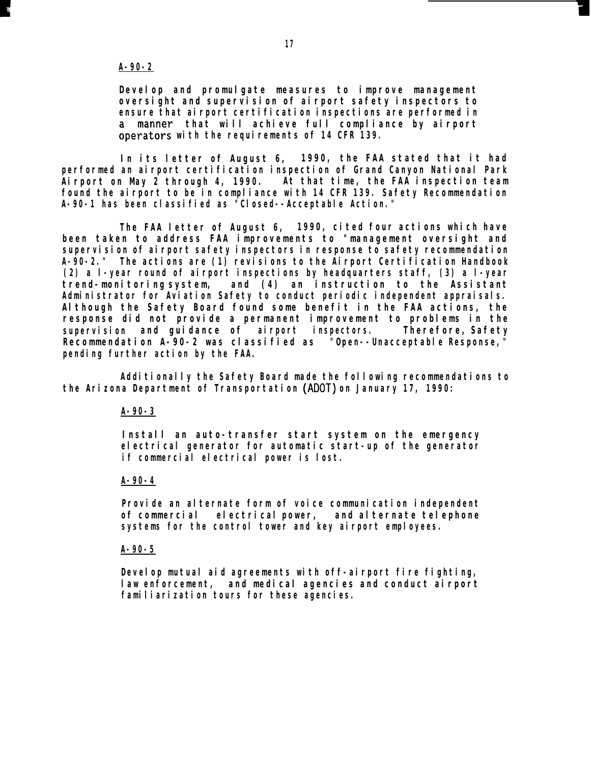<u>A-90-2</u>

Develop and promulgate measures to improve management oversight and supervision of airport safety inspectors to ensure that airport certification inspections are performed in a manner that will achieve full compliance by airport operators with the requirements of 14 CFR 139.

In its letter of August 6, 1990, the FAA stated that it had performed an airport certification inspection of Grand Canyon National Park Airport on May 2 through 4, 1990. At that time, the FAA inspection team found the airport to be in compliance with 14 CFR 139. Safety Recommendation A-90-1 has been classified as "Closed--Acceptable Action."

The FAA letter of August 6, 1990, cited four actions which have been taken to address FAA improvements to "management oversight and supervision of airport safety inspectors in response to safety recommendation A-90-2." The actions are (1) revisions to the Airport Certification Handbook (2) a l-year round of airport inspections by headquarters staff, (3) a l-year trend-monitoring system, and (4) an instruction to the Assistant Administrator for Aviation Safety to conduct periodic independent appraisals. Although the Safety Board found some benefit in the FAA actions, the response did not provide a permanent improvement to problems in the supervision and guidance of airport inspectors. Therefore, Safety Recommendation A-90-2 was classified as "Open--Unacceptable Response," pending further action by the FAA.

Additionally the Safety Board made the following recommendations to the Arizona Department of Transportation (ADOT) on January 17, 1990:

<u>A-90-3</u>

Install an auto-transfer start system on the emergency electrical generator for automatic start-up of the generator if commercial electrical power is lost.

<u>A-90-4</u>

Provide an alternate form of voice communication independent of commercial electrical power, and alternate telephone systems for the control tower and key airport employees.

<u>A-90-5</u>

Develop mutual aid agreements with off-airport fire fighting, law enforcement, and medical agencies and conduct airport familiarization tours for these agencies.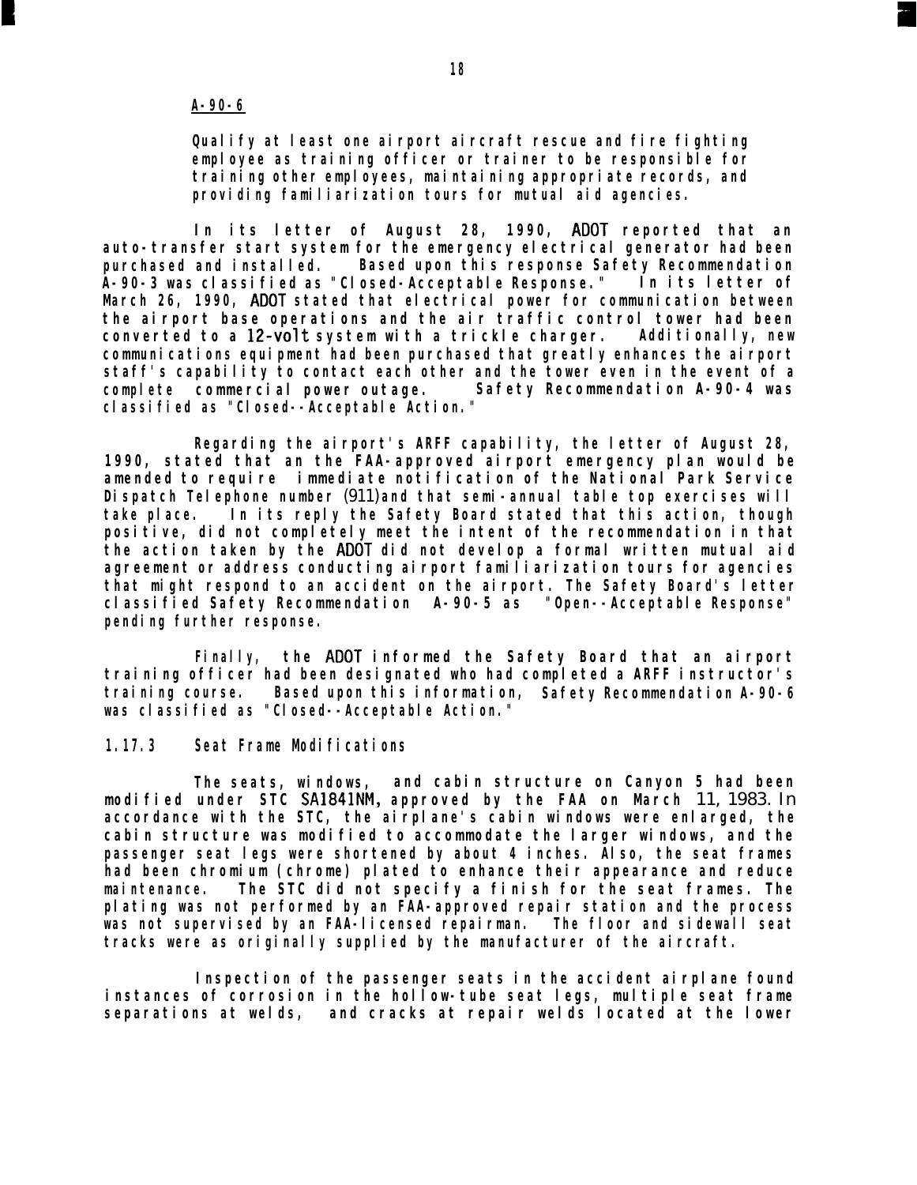A-90-6

> Qualify at least one airport aircraft rescue and fire fighting employee as training officer or trainer to be responsible for training other employees, maintaining appropriate records, and providing familiarization tours for mutual aid agencies.

In its letter of August 28, 1990, ADOT reported that an auto-transfer start system for the emergency electrical generator had been purchased and installed. Based upon this response Safety Recommendation A-90-3 was classified as "Closed-Acceptable Response." In its letter of March 26, 1990, ADOT stated that electrical power for communication between the airport base operations and the air traffic control tower had been converted to a 12-volt system with a trickle charger. Additionally, new communications equipment had been purchased that greatly enhances the airport staff's capability to contact each other and the tower even in the event of a complete commercial power outage. Safety Recommendation A-90-4 was classified as "Closed--Acceptable Action."

Regarding the airport's ARFF capability, the letter of August 28, 1990, stated that an the FAA-approved airport emergency plan would be amended to require immediate notification of the National Park Service Dispatch Telephone number (911) and that semi-annual table top exercises will take place. In its reply the Safety Board stated that this action, though positive, did not completely meet the intent of the recommendation in that the action taken by the ADOT did not develop a formal written mutual aid agreement or address conducting airport familiarization tours for agencies that might respond to an accident on the airport. The Safety Board's letter classified Safety Recommendation A-90-5 as "Open--Acceptable Response" pending further response.

Finally, the ADOT informed the Safety Board that an airport training officer had been designated who had completed a ARFF instructor's training course. Based upon this information, Safety Recommendation A-90-6 was classified as "Closed--Acceptable Action."

### 1.17.3 Seat Frame Modifications

The seats, windows, and cabin structure on Canyon 5 had been modified under STC SA1841NM, approved by the FAA on March 11, 1983. In accordance with the STC, the airplane's cabin windows were enlarged, the cabin structure was modified to accommodate the larger windows, and the passenger seat legs were shortened by about 4 inches. Also, the seat frames had been chromium (chrome) plated to enhance their appearance and reduce maintenance. The STC did not specify a finish for the seat frames. The plating was not performed by an FAA-approved repair station and the process was not supervised by an FAA-licensed repairman. The floor and sidewall seat tracks were as originally supplied by the manufacturer of the aircraft.

Inspection of the passenger seats in the accident airplane found instances of corrosion in the hollow-tube seat legs, multiple seat frame separations at welds, and cracks at repair welds located at the lower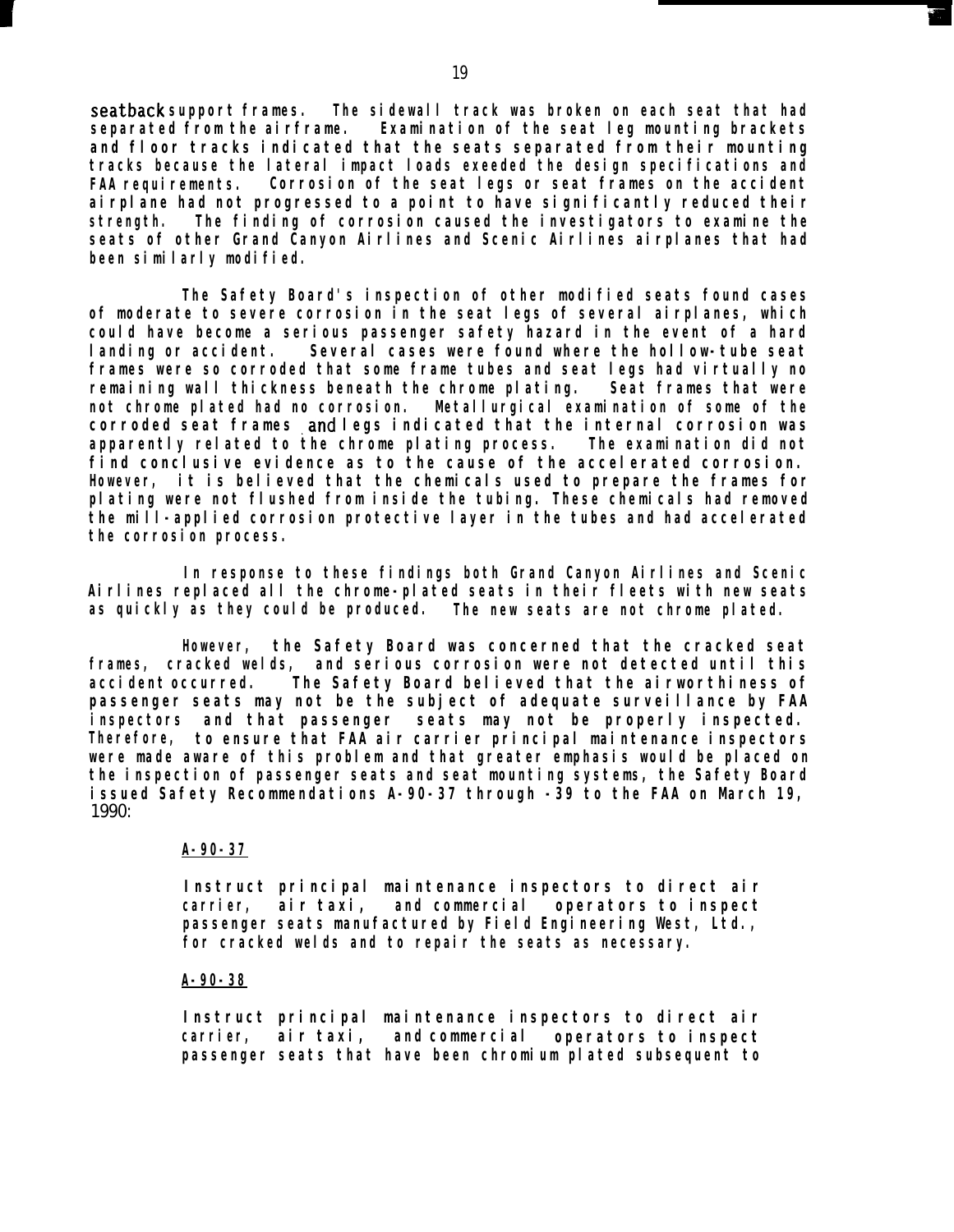seatback support frames. The sidewall track was broken on each seat that had separated from the airframe. Examination of the seat leg mounting brackets and floor tracks indicated that the seats separated from their mounting tracks because the lateral impact loads exeeded the design specifications and FAA requirements. Corrosion of the seat legs or seat frames on the accident airplane had not progressed to a point to have significantly reduced their strength. The finding of corrosion caused the investigators to examine the seats of other Grand Canyon Airlines and Scenic Airlines airplanes that had been similarly modified.

The Safety Board's inspection of other modified seats found cases of moderate to severe corrosion in the seat legs of several airplanes, which could have become a serious passenger safety hazard in the event of a hard landing or accident. Several cases were found where the hollow-tube seat frames were so corroded that some frame tubes and seat legs had virtually no remaining wall thickness beneath the chrome plating. Seat frames that were not chrome plated had no corrosion. Metallurgical examination of some of the corroded seat frames and legs indicated that the internal corrosion was apparently related to the chrome plating process. The examination did not find conclusive evidence as to the cause of the accelerated corrosion. However, it is believed that the chemicals used to prepare the frames for plating were not flushed from inside the tubing. These chemicals had removed the mill-applied corrosion protective layer in the tubes and had accelerated the corrosion process.

In response to these findings both Grand Canyon Airlines and Scenic Airlines replaced all the chrome-plated seats in their fleets with new seats as quickly as they could be produced. The new seats are not chrome plated.

However, the Safety Board was concerned that the cracked seat frames, cracked welds, and serious corrosion were not detected until this accident occurred. The Safety Board believed that the airworthiness of passenger seats may not be the subject of adequate surveillance by FAA inspectors and that passenger seats may not be properly inspected. Therefore, to ensure that FAA air carrier principal maintenance inspectors were made aware of this problem and that greater emphasis would be placed on the inspection of passenger seats and seat mounting systems, the Safety Board issued Safety Recommendations A-90-37 through -39 to the FAA on March 19, 1990:

> <u>A-90-37</u>
>
> Instruct principal maintenance inspectors to direct air carrier, air taxi, and commercial operators to inspect passenger seats manufactured by Field Engineering West, Ltd., for cracked welds and to repair the seats as necessary.
>
> <u>A-90-38</u>
>
> Instruct principal maintenance inspectors to direct air carrier, air taxi, and commercial operators to inspect passenger seats that have been chromium plated subsequent to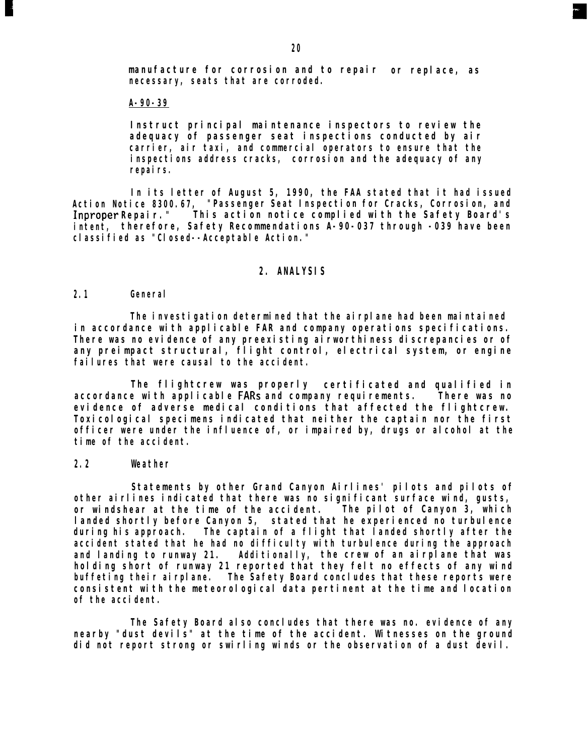manufacture for corrosion and to repair or replace, as necessary, seats that are corroded.

A-90-39

Instruct principal maintenance inspectors to review the adequacy of passenger seat inspections conducted by air carrier, air taxi, and commercial operators to ensure that the inspections address cracks, corrosion and the adequacy of any repairs.

In its letter of August 5, 1990, the FAA stated that it had issued Action Notice 8300.67, "Passenger Seat Inspection for Cracks, Corrosion, and Inproper Repair." This action notice complied with the Safety Board's intent, therefore, Safety Recommendations A-90-037 through -039 have been classified as "Closed--Acceptable Action."

## 2. ANALYSIS

### 2.1 General

The investigation determined that the airplane had been maintained in accordance with applicable FAR and company operations specifications. There was no evidence of any preexisting airworthiness discrepancies or of any preimpact structural, flight control, electrical system, or engine failures that were causal to the accident.

The flightcrew was properly certificated and qualified in accordance with applicable FARs and company requirements. There was no evidence of adverse medical conditions that affected the flightcrew. Toxicological specimens indicated that neither the captain nor the first officer were under the influence of, or impaired by, drugs or alcohol at the time of the accident.

### 2.2 Weather

Statements by other Grand Canyon Airlines' pilots and pilots of other airlines indicated that there was no significant surface wind, gusts, or windshear at the time of the accident. The pilot of Canyon 3, which landed shortly before Canyon 5, stated that he experienced no turbulence during his approach. The captain of a flight that landed shortly after the accident stated that he had no difficulty with turbulence during the approach and landing to runway 21. Additionally, the crew of an airplane that was holding short of runway 21 reported that they felt no effects of any wind buffeting their airplane. The Safety Board concludes that these reports were consistent with the meteorological data pertinent at the time and location of the accident.

The Safety Board also concludes that there was no. evidence of any nearby "dust devils" at the time of the accident. Witnesses on the ground did not report strong or swirling winds or the observation of a dust devil.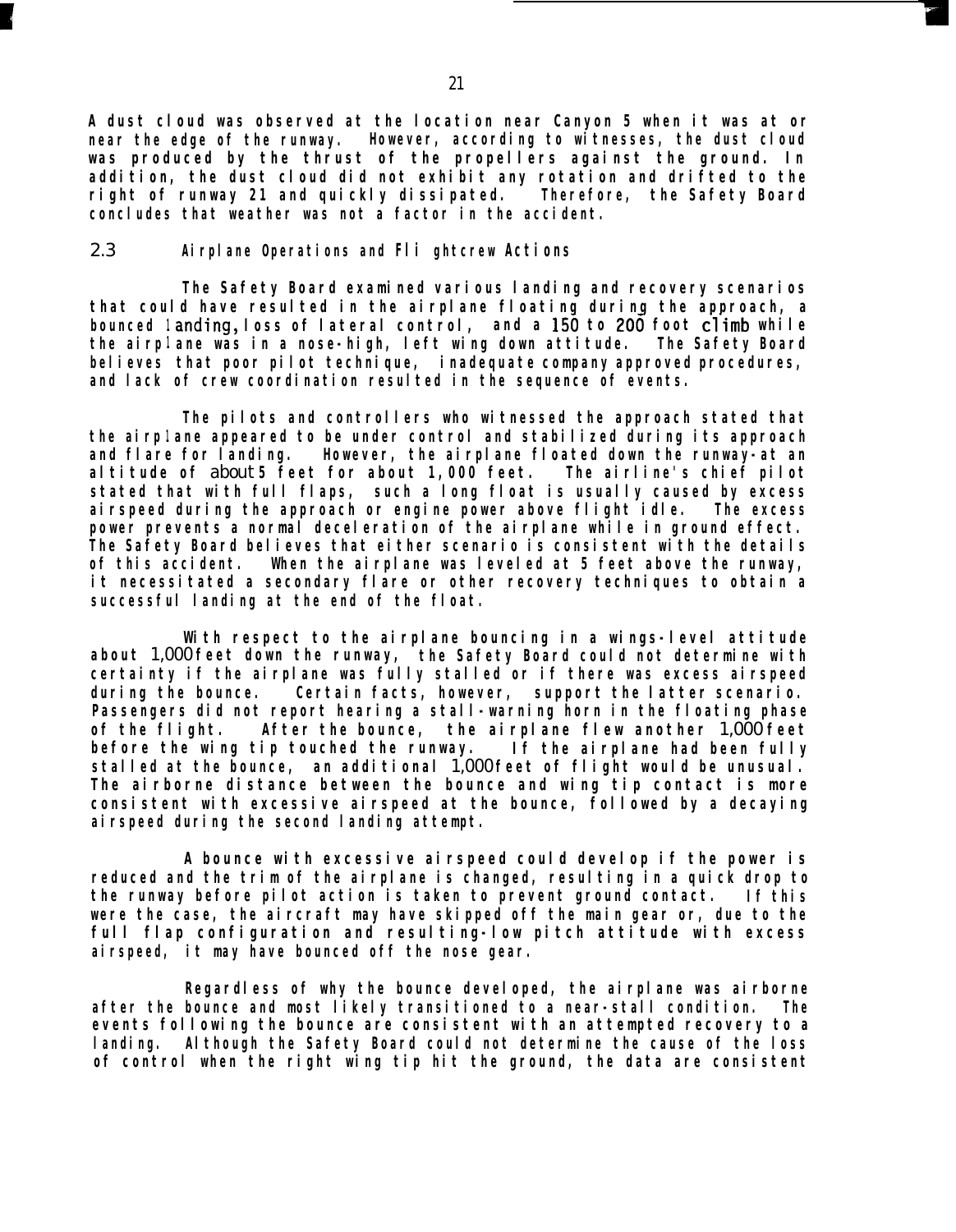A dust cloud was observed at the location near Canyon 5 when it was at or near the edge of the runway. However, according to witnesses, the dust cloud was produced by the thrust of the propellers against the ground. In addition, the dust cloud did not exhibit any rotation and drifted to the right of runway 21 and quickly dissipated. Therefore, the Safety Board concludes that weather was not a factor in the accident.

## 2.3 Airplane Operations and Flightcrew Actions

The Safety Board examined various landing and recovery scenarios that could have resulted in the airplane floating during the approach, a bounced landing, loss of lateral control, and a 150 to 200 foot climb while the airplane was in a nose-high, left wing down attitude. The Safety Board believes that poor pilot technique, inadequate company approved procedures, and lack of crew coordination resulted in the sequence of events.

The pilots and controllers who witnessed the approach stated that the airplane appeared to be under control and stabilized during its approach and flare for landing. However, the airplane floated down the runway at an altitude of about 5 feet for about 1,000 feet. The airline's chief pilot stated that with full flaps, such a long float is usually caused by excess airspeed during the approach or engine power above flight idle. The excess power prevents a normal deceleration of the airplane while in ground effect. The Safety Board believes that either scenario is consistent with the details of this accident. When the airplane was leveled at 5 feet above the runway, it necessitated a secondary flare or other recovery techniques to obtain a successful landing at the end of the float.

With respect to the airplane bouncing in a wings-level attitude about 1,000 feet down the runway, the Safety Board could not determine with certainty if the airplane was fully stalled or if there was excess airspeed during the bounce. Certain facts, however, support the latter scenario. Passengers did not report hearing a stall-warning horn in the floating phase of the flight. After the bounce, the airplane flew another 1,000 feet before the wing tip touched the runway. If the airplane had been fully stalled at the bounce, an additional 1,000 feet of flight would be unusual. The airborne distance between the bounce and wing tip contact is more consistent with excessive airspeed at the bounce, followed by a decaying airspeed during the second landing attempt.

A bounce with excessive airspeed could develop if the power is reduced and the trim of the airplane is changed, resulting in a quick drop to the runway before pilot action is taken to prevent ground contact. If this were the case, the aircraft may have skipped off the main gear or, due to the full flap configuration and resulting low pitch attitude with excess airspeed, it may have bounced off the nose gear.

Regardless of why the bounce developed, the airplane was airborne after the bounce and most likely transitioned to a near-stall condition. The events following the bounce are consistent with an attempted recovery to a landing. Although the Safety Board could not determine the cause of the loss of control when the right wing tip hit the ground, the data are consistent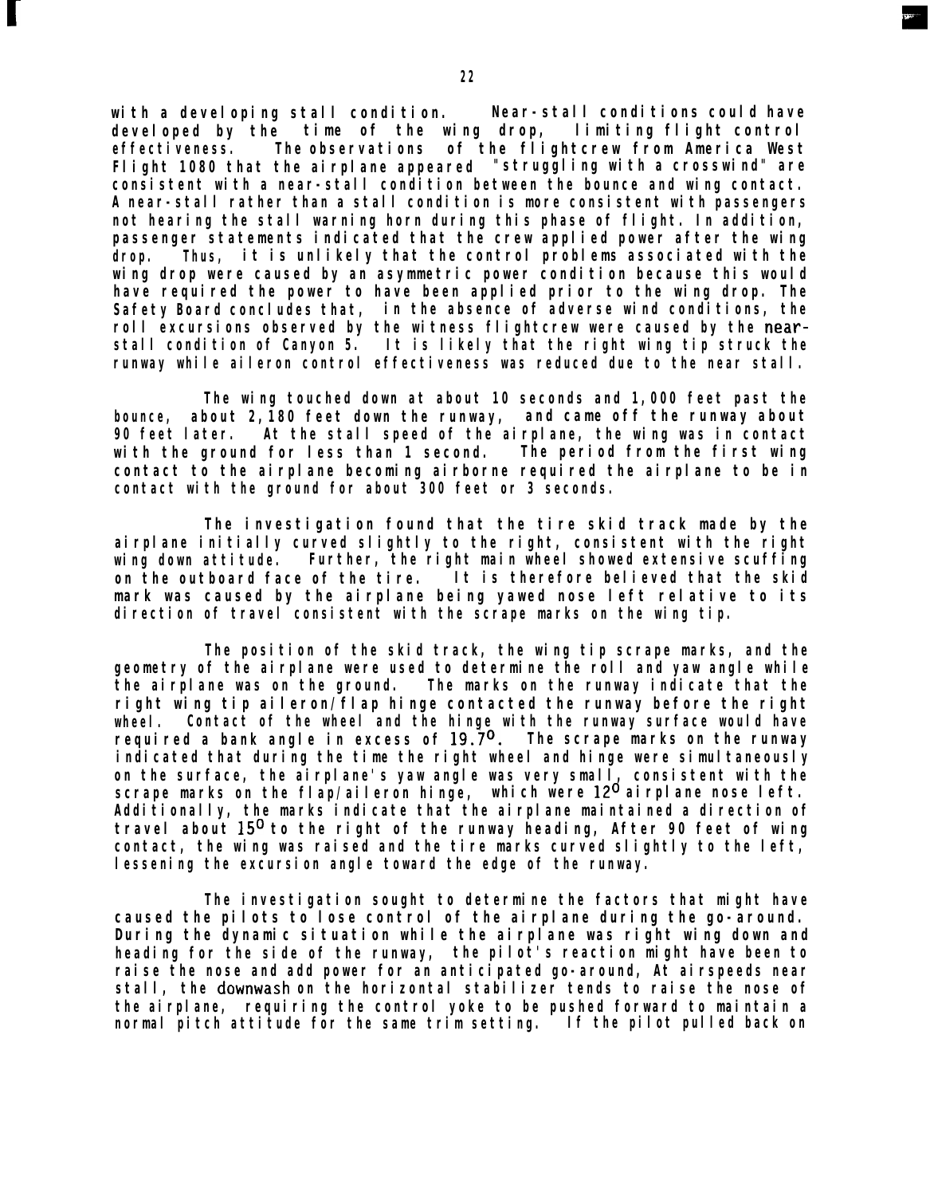with a developing stall condition. Near-stall conditions could have developed by the time of the wing drop, limiting flight control effectiveness. The observations of the flightcrew from America West Flight 1080 that the airplane appeared "struggling with a crosswind" are consistent with a near-stall condition between the bounce and wing contact. A near-stall rather than a stall condition is more consistent with passengers not hearing the stall warning horn during this phase of flight. In addition, passenger statements indicated that the crew applied power after the wing drop. Thus, it is unlikely that the control problems associated with the wing drop were caused by an asymmetric power condition because this would have required the power to have been applied prior to the wing drop. The Safety Board concludes that, in the absence of adverse wind conditions, the roll excursions observed by the witness flightcrew were caused by the near-stall condition of Canyon 5. It is likely that the right wing tip struck the runway while aileron control effectiveness was reduced due to the near stall.

The wing touched down at about 10 seconds and 1,000 feet past the bounce, about 2,180 feet down the runway, and came off the runway about 90 feet later. At the stall speed of the airplane, the wing was in contact with the ground for less than 1 second. The period from the first wing contact to the airplane becoming airborne required the airplane to be in contact with the ground for about 300 feet or 3 seconds.

The investigation found that the tire skid track made by the airplane initially curved slightly to the right, consistent with the right wing down attitude. Further, the right main wheel showed extensive scuffing on the outboard face of the tire. It is therefore believed that the skid mark was caused by the airplane being yawed nose left relative to its direction of travel consistent with the scrape marks on the wing tip.

The position of the skid track, the wing tip scrape marks, and the geometry of the airplane were used to determine the roll and yaw angle while the airplane was on the ground. The marks on the runway indicate that the right wing tip aileron/flap hinge contacted the runway before the right wheel. Contact of the wheel and the hinge with the runway surface would have required a bank angle in excess of 19.7°. The scrape marks on the runway indicated that during the time the right wheel and hinge were simultaneously on the surface, the airplane's yaw angle was very small, consistent with the scrape marks on the flap/aileron hinge, which were 12° airplane nose left. Additionally, the marks indicate that the airplane maintained a direction of travel about 15° to the right of the runway heading, After 90 feet of wing contact, the wing was raised and the tire marks curved slightly to the left, lessening the excursion angle toward the edge of the runway.

The investigation sought to determine the factors that might have caused the pilots to lose control of the airplane during the go-around. During the dynamic situation while the airplane was right wing down and heading for the side of the runway, the pilot's reaction might have been to raise the nose and add power for an anticipated go-around, At airspeeds near stall, the downwash on the horizontal stabilizer tends to raise the nose of the airplane, requiring the control yoke to be pushed forward to maintain a normal pitch attitude for the same trim setting. If the pilot pulled back on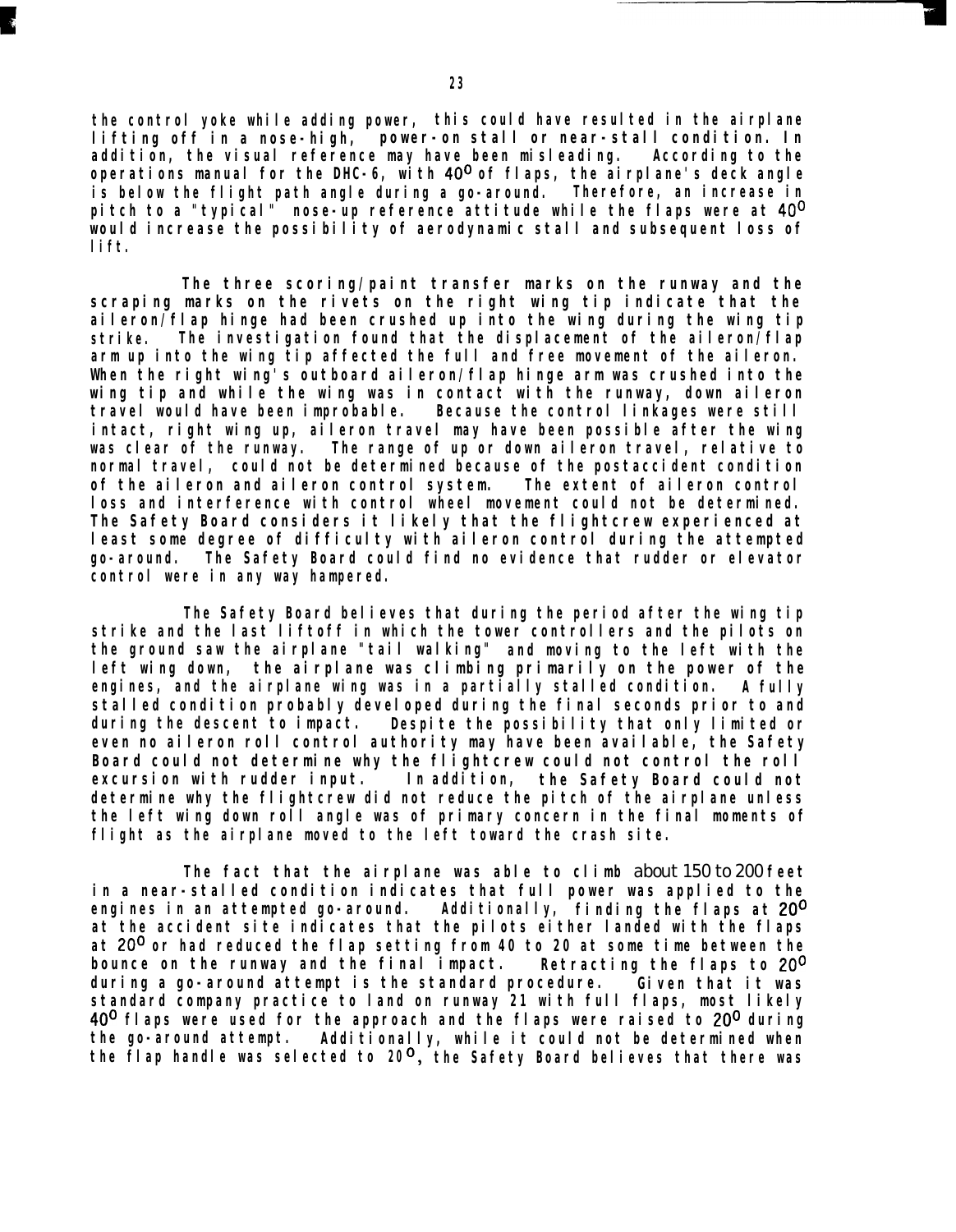the control yoke while adding power, this could have resulted in the airplane lifting off in a nose-high, power-on stall or near-stall condition. In addition, the visual reference may have been misleading. According to the operations manual for the DHC-6, with 40° of flaps, the airplane's deck angle is below the flight path angle during a go-around. Therefore, an increase in pitch to a "typical" nose-up reference attitude while the flaps were at 40° would increase the possibility of aerodynamic stall and subsequent loss of lift.

The three scoring/paint transfer marks on the runway and the scraping marks on the rivets on the right wing tip indicate that the aileron/flap hinge had been crushed up into the wing during the wing tip strike. The investigation found that the displacement of the aileron/flap arm up into the wing tip affected the full and free movement of the aileron. When the right wing's outboard aileron/flap hinge arm was crushed into the wing tip and while the wing was in contact with the runway, down aileron travel would have been improbable. Because the control linkages were still intact, right wing up, aileron travel may have been possible after the wing was clear of the runway. The range of up or down aileron travel, relative to normal travel, could not be determined because of the postaccident condition of the aileron and aileron control system. The extent of aileron control loss and interference with control wheel movement could not be determined. The Safety Board considers it likely that the flightcrew experienced at least some degree of difficulty with aileron control during the attempted go-around. The Safety Board could find no evidence that rudder or elevator control were in any way hampered.

The Safety Board believes that during the period after the wing tip strike and the last liftoff in which the tower controllers and the pilots on the ground saw the airplane "tail walking" and moving to the left with the left wing down, the airplane was climbing primarily on the power of the engines, and the airplane wing was in a partially stalled condition. A fully stalled condition probably developed during the final seconds prior to and during the descent to impact. Despite the possibility that only limited or even no aileron roll control authority may have been available, the Safety Board could not determine why the flightcrew could not control the roll excursion with rudder input. In addition, the Safety Board could not determine why the flightcrew did not reduce the pitch of the airplane unless the left wing down roll angle was of primary concern in the final moments of flight as the airplane moved to the left toward the crash site.

The fact that the airplane was able to climb about 150 to 200 feet in a near-stalled condition indicates that full power was applied to the engines in an attempted go-around. Additionally, finding the flaps at 20° at the accident site indicates that the pilots either landed with the flaps at 20° or had reduced the flap setting from 40 to 20 at some time between the bounce on the runway and the final impact. Retracting the flaps to 20° during a go-around attempt is the standard procedure. Given that it was standard company practice to land on runway 21 with full flaps, most likely 40° flaps were used for the approach and the flaps were raised to 20° during the go-around attempt. Additionally, while it could not be determined when the flap handle was selected to 20°, the Safety Board believes that there was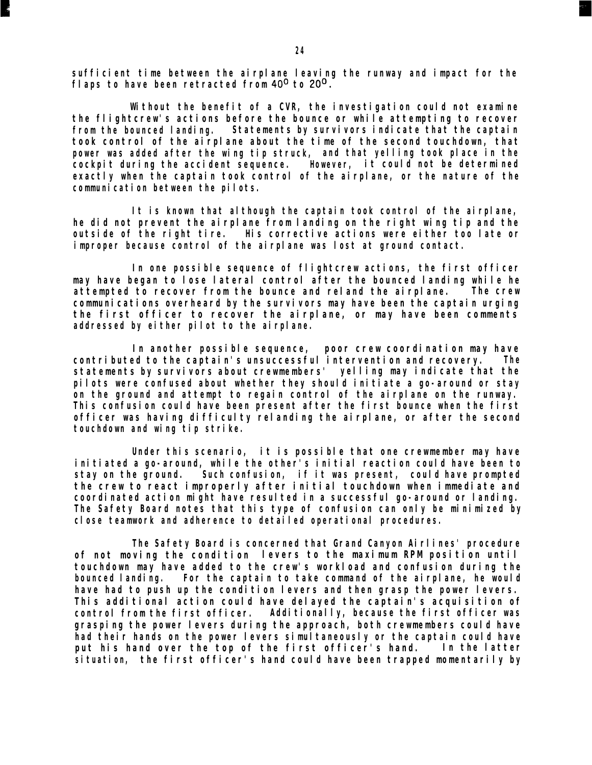sufficient time between the airplane leaving the runway and impact for the flaps to have been retracted from 40° to 20°.

Without the benefit of a CVR, the investigation could not examine the flightcrew's actions before the bounce or while attempting to recover from the bounced landing. Statements by survivors indicate that the captain took control of the airplane about the time of the second touchdown, that power was added after the wing tip struck, and that yelling took place in the cockpit during the accident sequence. However, it could not be determined exactly when the captain took control of the airplane, or the nature of the communication between the pilots.

It is known that although the captain took control of the airplane, he did not prevent the airplane from landing on the right wing tip and the outside of the right tire. His corrective actions were either too late or improper because control of the airplane was lost at ground contact.

In one possible sequence of flightcrew actions, the first officer may have began to lose lateral control after the bounced landing while he attempted to recover from the bounce and reland the airplane. The crew communications overheard by the survivors may have been the captain urging the first officer to recover the airplane, or may have been comments addressed by either pilot to the airplane.

In another possible sequence, poor crew coordination may have contributed to the captain's unsuccessful intervention and recovery. The statements by survivors about crewmembers' yelling may indicate that the pilots were confused about whether they should initiate a go-around or stay on the ground and attempt to regain control of the airplane on the runway. This confusion could have been present after the first bounce when the first officer was having difficulty relanding the airplane, or after the second touchdown and wing tip strike.

Under this scenario, it is possible that one crewmember may have initiated a go-around, while the other's initial reaction could have been to stay on the ground. Such confusion, if it was present, could have prompted the crew to react improperly after initial touchdown when immediate and coordinated action might have resulted in a successful go-around or landing. The Safety Board notes that this type of confusion can only be minimized by close teamwork and adherence to detailed operational procedures.

The Safety Board is concerned that Grand Canyon Airlines' procedure of not moving the condition levers to the maximum RPM position until touchdown may have added to the crew's workload and confusion during the bounced landing. For the captain to take command of the airplane, he would have had to push up the condition levers and then grasp the power levers. This additional action could have delayed the captain's acquisition of control from the first officer. Additionally, because the first officer was grasping the power levers during the approach, both crewmembers could have had their hands on the power levers simultaneously or the captain could have put his hand over the top of the first officer's hand. In the latter situation, the first officer's hand could have been trapped momentarily by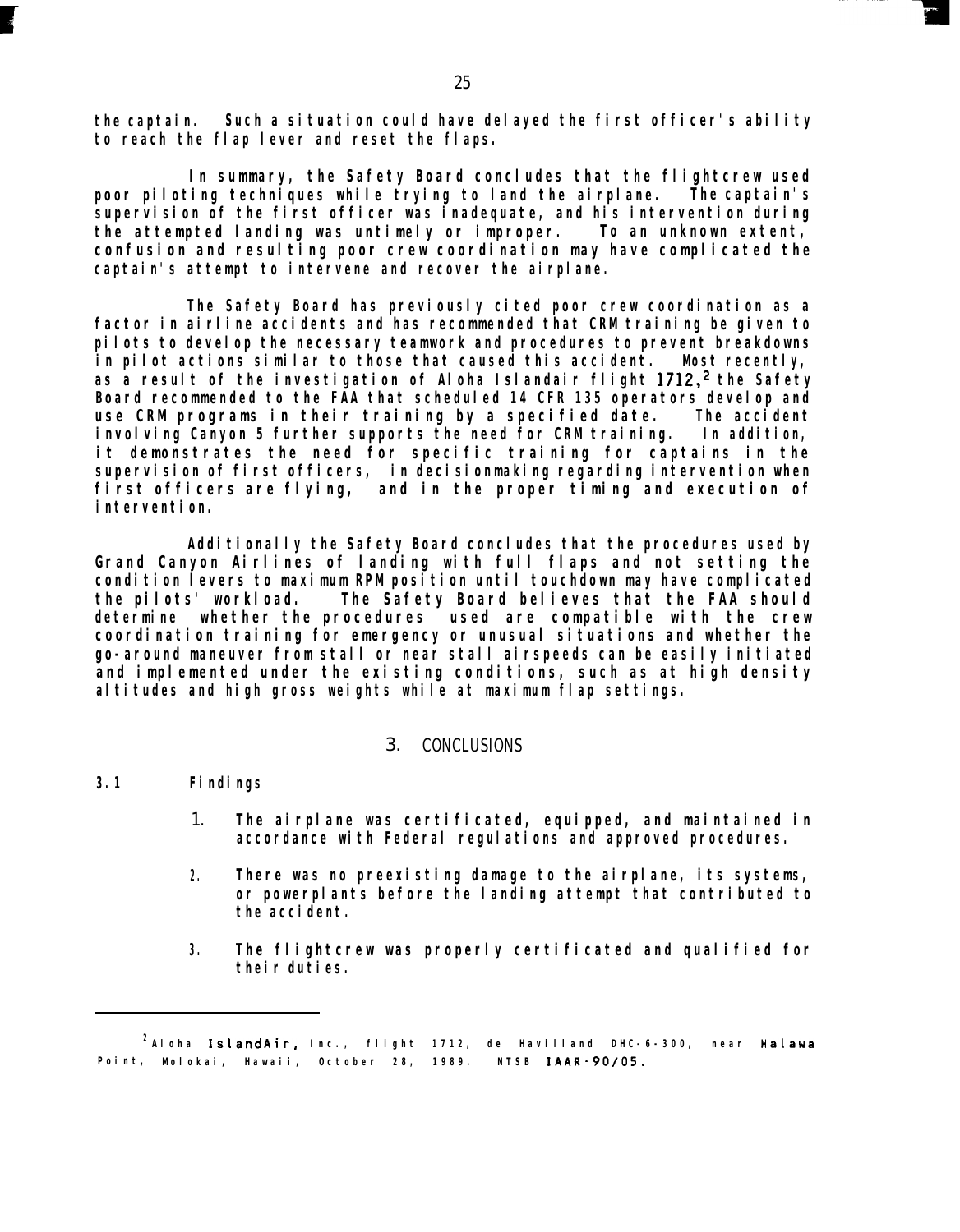the captain. Such a situation could have delayed the first officer's ability to reach the flap lever and reset the flaps.

In summary, the Safety Board concludes that the flightcrew used poor piloting techniques while trying to land the airplane. The captain's supervision of the first officer was inadequate, and his intervention during the attempted landing was untimely or improper. To an unknown extent, confusion and resulting poor crew coordination may have complicated the captain's attempt to intervene and recover the airplane.

The Safety Board has previously cited poor crew coordination as a factor in airline accidents and has recommended that CRM training be given to pilots to develop the necessary teamwork and procedures to prevent breakdowns in pilot actions similar to those that caused this accident. Most recently, as a result of the investigation of Aloha Islandair flight 1712,[2] the Safety Board recommended to the FAA that scheduled 14 CFR 135 operators develop and use CRM programs in their training by a specified date. The accident involving Canyon 5 further supports the need for CRM training. In addition, it demonstrates the need for specific training for captains in the supervision of first officers, in decisionmaking regarding intervention when first officers are flying, and in the proper timing and execution of intervention.

Additionally the Safety Board concludes that the procedures used by Grand Canyon Airlines of landing with full flaps and not setting the condition levers to maximum RPM position until touchdown may have complicated the pilots' workload. The Safety Board believes that the FAA should determine whether the procedures used are compatible with the crew coordination training for emergency or unusual situations and whether the go-around maneuver from stall or near stall airspeeds can be easily initiated and implemented under the existing conditions, such as at high density altitudes and high gross weights while at maximum flap settings.

# 3. CONCLUSIONS

## 3.1 Findings

1. The airplane was certificated, equipped, and maintained in accordance with Federal regulations and approved procedures.

2. There was no preexisting damage to the airplane, its systems, or powerplants before the landing attempt that contributed to the accident.

3. The flightcrew was properly certificated and qualified for their duties.

---

[2] Aloha IslandAir, Inc., flight 1712, de Havilland DHC-6-300, near Halawa Point, Molokai, Hawaii, October 28, 1989. NTSB IAAR-90/05.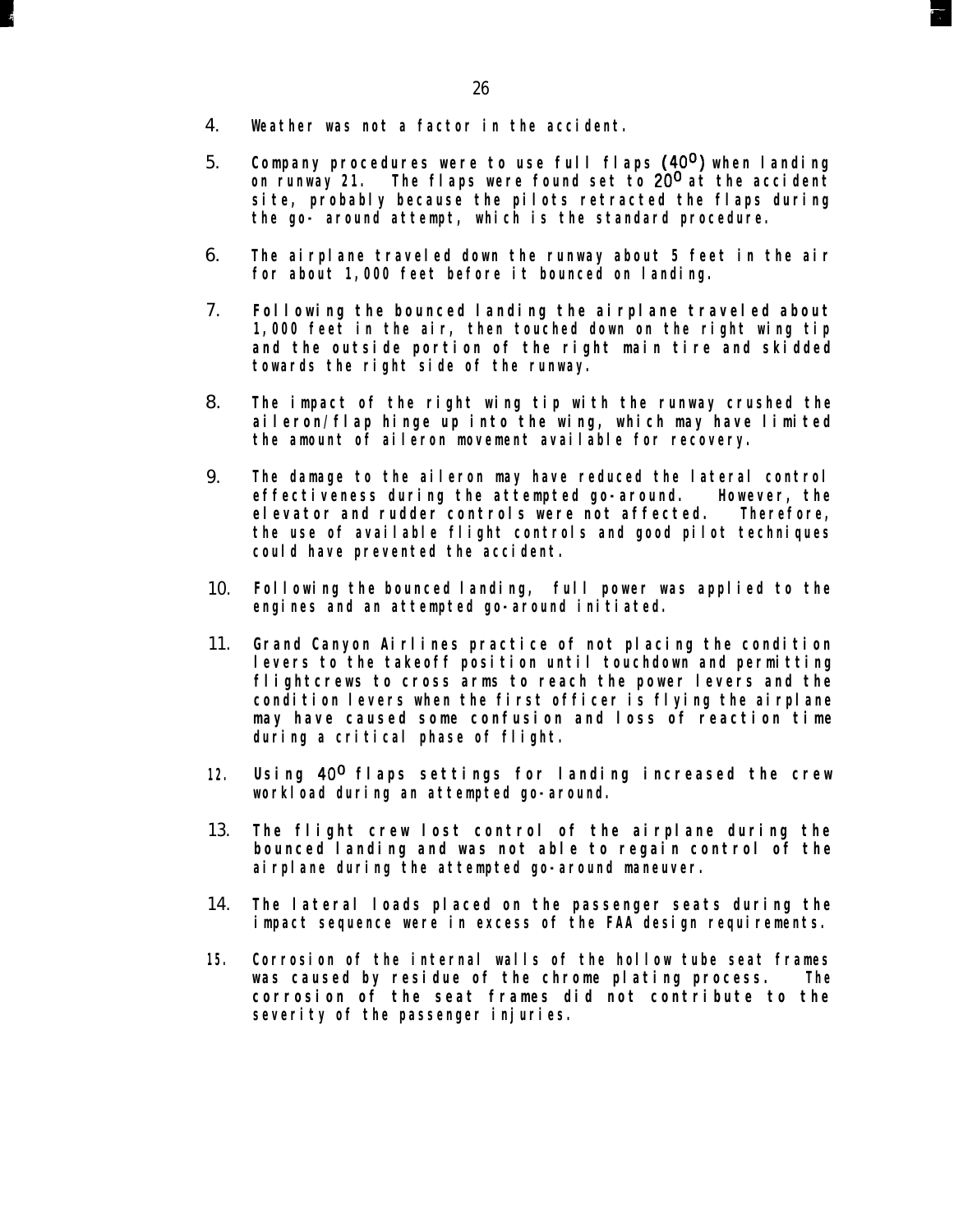4. Weather was not a factor in the accident.

5. Company procedures were to use full flaps (40°) when landing on runway 21. The flaps were found set to 20° at the accident site, probably because the pilots retracted the flaps during the go- around attempt, which is the standard procedure.

6. The airplane traveled down the runway about 5 feet in the air for about 1,000 feet before it bounced on landing.

7. Following the bounced landing the airplane traveled about 1,000 feet in the air, then touched down on the right wing tip and the outside portion of the right main tire and skidded towards the right side of the runway.

8. The impact of the right wing tip with the runway crushed the aileron/flap hinge up into the wing, which may have limited the amount of aileron movement available for recovery.

9. The damage to the aileron may have reduced the lateral control effectiveness during the attempted go-around. However, the elevator and rudder controls were not affected. Therefore, the use of available flight controls and good pilot techniques could have prevented the accident.

10. Following the bounced landing, full power was applied to the engines and an attempted go-around initiated.

11. Grand Canyon Airlines practice of not placing the condition levers to the takeoff position until touchdown and permitting flightcrews to cross arms to reach the power levers and the condition levers when the first officer is flying the airplane may have caused some confusion and loss of reaction time during a critical phase of flight.

12. Using 40° flaps settings for landing increased the crew workload during an attempted go-around.

13. The flight crew lost control of the airplane during the bounced landing and was not able to regain control of the airplane during the attempted go-around maneuver.

14. The lateral loads placed on the passenger seats during the impact sequence were in excess of the FAA design requirements.

15. Corrosion of the internal walls of the hollow tube seat frames was caused by residue of the chrome plating process. The corrosion of the seat frames did not contribute to the severity of the passenger injuries.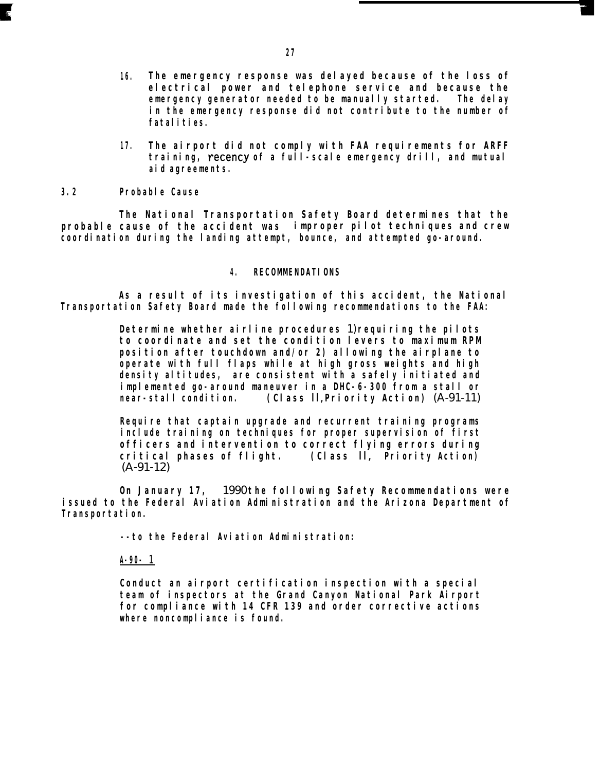16. The emergency response was delayed because of the loss of electrical power and telephone service and because the emergency generator needed to be manually started. The delay in the emergency response did not contribute to the number of fatalities.

17. The airport did not comply with FAA requirements for ARFF training, recency of a full-scale emergency drill, and mutual aid agreements.

### 3.2 Probable Cause

The National Transportation Safety Board determines that the probable cause of the accident was improper pilot techniques and crew coordination during the landing attempt, bounce, and attempted go-around.

## 4. RECOMMENDATIONS

As a result of its investigation of this accident, the National Transportation Safety Board made the following recommendations to the FAA:

> Determine whether airline procedures 1) requiring the pilots to coordinate and set the condition levers to maximum RPM position after touchdown and/or 2) allowing the airplane to operate with full flaps while at high gross weights and high density altitudes, are consistent with a safely initiated and implemented go-around maneuver in a DHC-6-300 from a stall or near-stall condition. (Class II, Priority Action) (A-91-11)

> Require that captain upgrade and recurrent training programs include training on techniques for proper supervision of first officers and intervention to correct flying errors during critical phases of flight. (Class II, Priority Action) (A-91-12)

On January 17, 1990 the following Safety Recommendations were issued to the Federal Aviation Administration and the Arizona Department of Transportation.

--to the Federal Aviation Administration:

A-90-1

> Conduct an airport certification inspection with a special team of inspectors at the Grand Canyon National Park Airport for compliance with 14 CFR 139 and order corrective actions where noncompliance is found.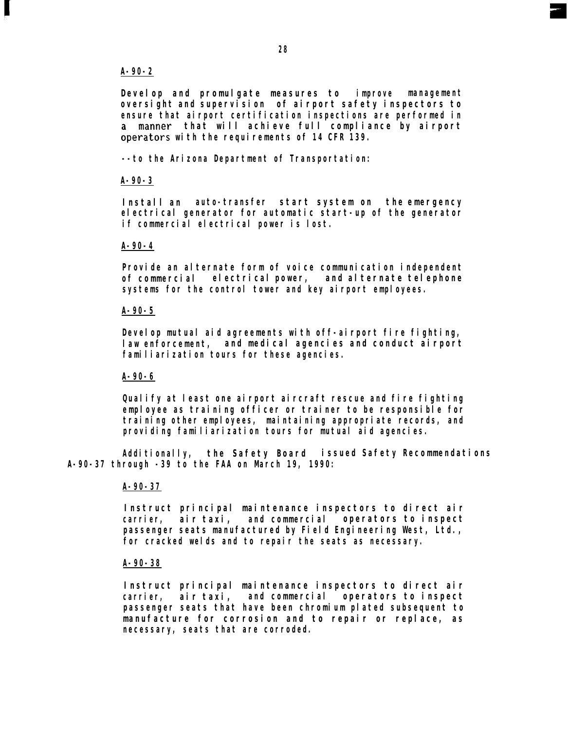<u>A-90-2</u>

Develop and promulgate measures to improve management oversight and supervision of airport safety inspectors to ensure that airport certification inspections are performed in a manner that will achieve full compliance by airport operators with the requirements of 14 CFR 139.

--to the Arizona Department of Transportation:

<u>A-90-3</u>

Install an auto-transfer start system on the emergency electrical generator for automatic start-up of the generator if commercial electrical power is lost.

<u>A-90-4</u>

Provide an alternate form of voice communication independent of commercial electrical power, and alternate telephone systems for the control tower and key airport employees.

<u>A-90-5</u>

Develop mutual aid agreements with off-airport fire fighting, law enforcement, and medical agencies and conduct airport familiarization tours for these agencies.

<u>A-90-6</u>

Qualify at least one airport aircraft rescue and fire fighting employee as training officer or trainer to be responsible for training other employees, maintaining appropriate records, and providing familiarization tours for mutual aid agencies.

Additionally, the Safety Board issued Safety Recommendations A-90-37 through -39 to the FAA on March 19, 1990:

<u>A-90-37</u>

Instruct principal maintenance inspectors to direct air carrier, air taxi, and commercial operators to inspect passenger seats manufactured by Field Engineering West, Ltd., for cracked welds and to repair the seats as necessary.

<u>A-90-38</u>

Instruct principal maintenance inspectors to direct air carrier, air taxi, and commercial operators to inspect passenger seats that have been chromium plated subsequent to manufacture for corrosion and to repair or replace, as necessary, seats that are corroded.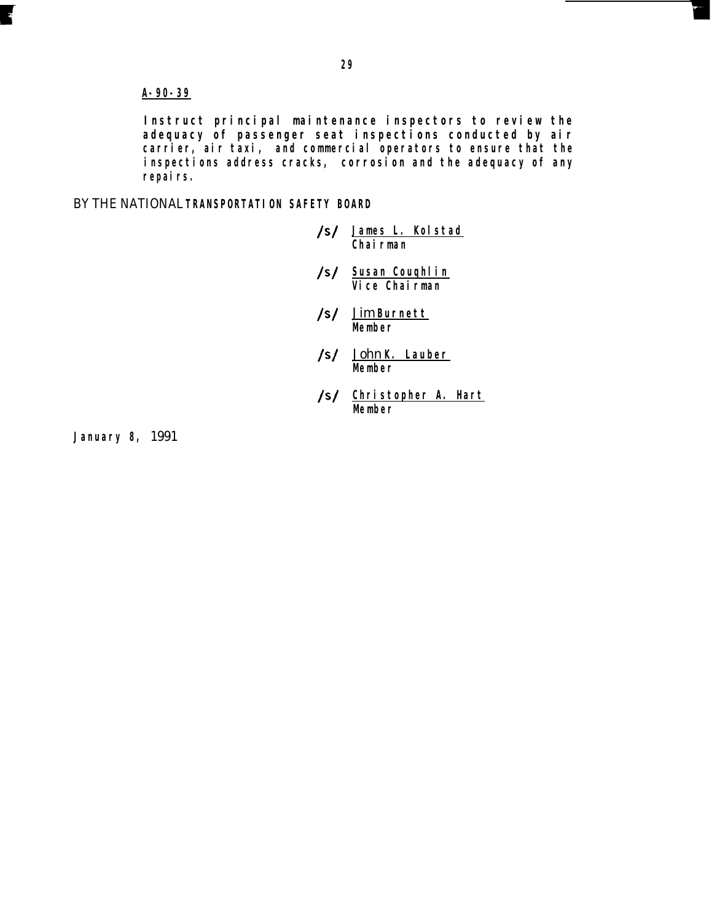**A-90-39**

Instruct principal maintenance inspectors to review the adequacy of passenger seat inspections conducted by air carrier, air taxi, and commercial operators to ensure that the inspections address cracks, corrosion and the adequacy of any repairs.

BY THE NATIONAL TRANSPORTATION SAFETY BOARD

/s/ James L. Kolstad
Chairman

/s/ Susan Coughlin
Vice Chairman

/s/ Jim Burnett
Member

/s/ John K. Lauber
Member

/s/ Christopher A. Hart
Member

January 8, 1991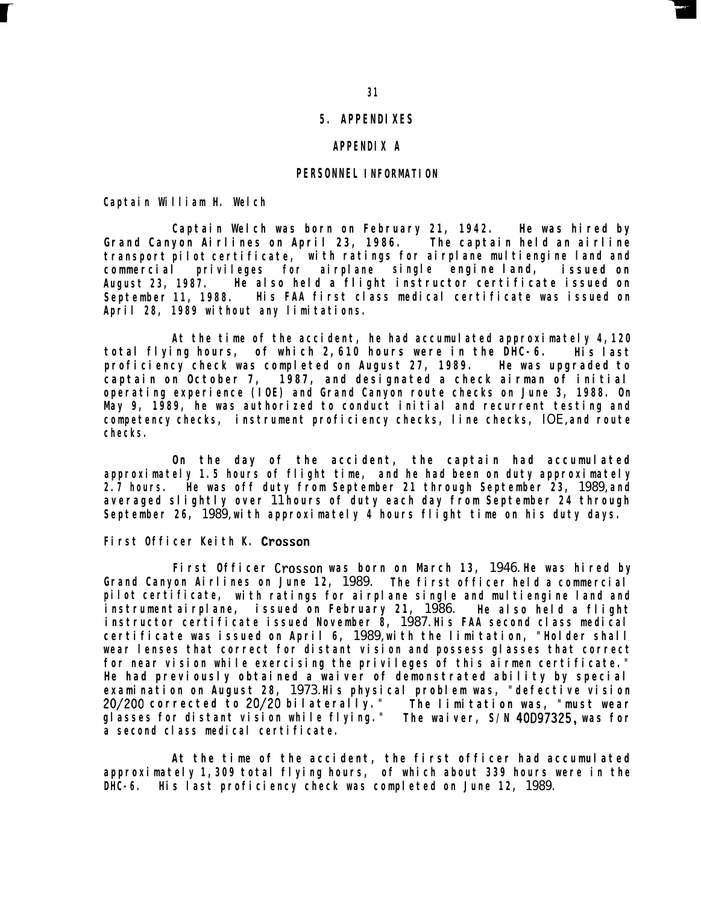# 5. APPENDIXES

## APPENDIX A

## PERSONNEL INFORMATION

### Captain William H. Welch

Captain Welch was born on February 21, 1942. He was hired by Grand Canyon Airlines on April 23, 1986. The captain held an airline transport pilot certificate, with ratings for airplane multiengine land and commercial privileges for airplane single engine land, issued on August 23, 1987. He also held a flight instructor certificate issued on September 11, 1988. His FAA first class medical certificate was issued on April 28, 1989 without any limitations.

At the time of the accident, he had accumulated approximately 4,120 total flying hours, of which 2,610 hours were in the DHC-6. His last proficiency check was completed on August 27, 1989. He was upgraded to captain on October 7, 1987, and designated a check airman of initial operating experience (IOE) and Grand Canyon route checks on June 3, 1988. On May 9, 1989, he was authorized to conduct initial and recurrent testing and competency checks, instrument proficiency checks, line checks, IOE, and route checks.

On the day of the accident, the captain had accumulated approximately 1.5 hours of flight time, and he had been on duty approximately 2.7 hours. He was off duty from September 21 through September 23, 1989, and averaged slightly over 11 hours of duty each day from September 24 through September 26, 1989, with approximately 4 hours flight time on his duty days.

### First Officer Keith K. Crosson

First Officer Crosson was born on March 13, 1946. He was hired by Grand Canyon Airlines on June 12, 1989. The first officer held a commercial pilot certificate, with ratings for airplane single and multiengine land and instrument airplane, issued on February 21, 1986. He also held a flight instructor certificate issued November 8, 1987. His FAA second class medical certificate was issued on April 6, 1989, with the limitation, "Holder shall wear lenses that correct for distant vision and possess glasses that correct for near vision while exercising the privileges of this airmen certificate." He had previously obtained a waiver of demonstrated ability by special examination on August 28, 1973. His physical problem was, "defective vision 20/200 corrected to 20/20 bilaterally." The limitation was, "must wear glasses for distant vision while flying." The waiver, S/N 40D97325, was for a second class medical certificate.

At the time of the accident, the first officer had accumulated approximately 1,309 total flying hours, of which about 339 hours were in the DHC-6. His last proficiency check was completed on June 12, 1989.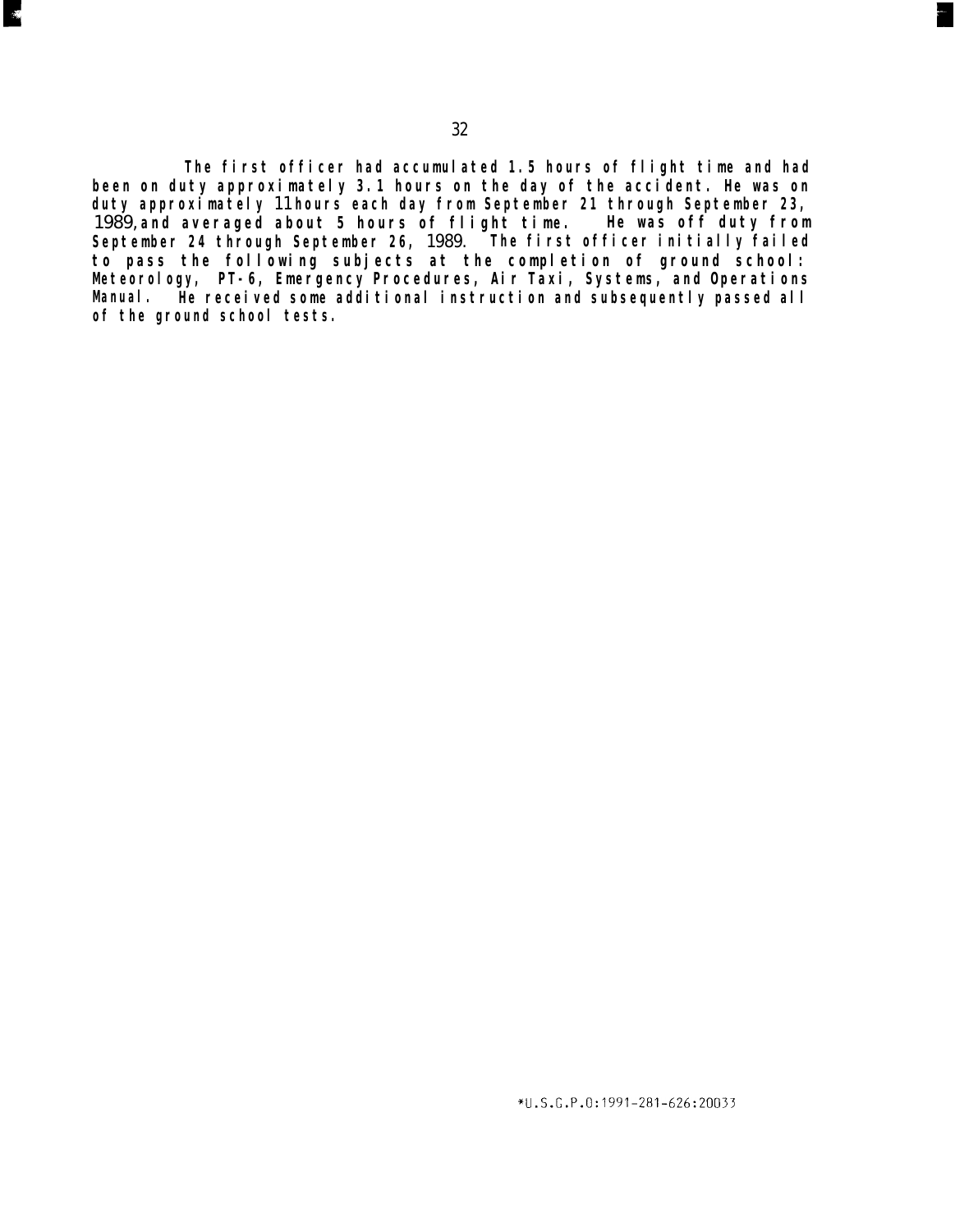The first officer had accumulated 1.5 hours of flight time and had been on duty approximately 3.1 hours on the day of the accident. He was on duty approximately 11 hours each day from September 21 through September 23, 1989, and averaged about 5 hours of flight time. He was off duty from September 24 through September 26, 1989. The first officer initially failed to pass the following subjects at the completion of ground school: Meteorology, PT-6, Emergency Procedures, Air Taxi, Systems, and Operations Manual. He received some additional instruction and subsequently passed all of the ground school tests.

*U.S.G.P.O:1991-281-626:20033